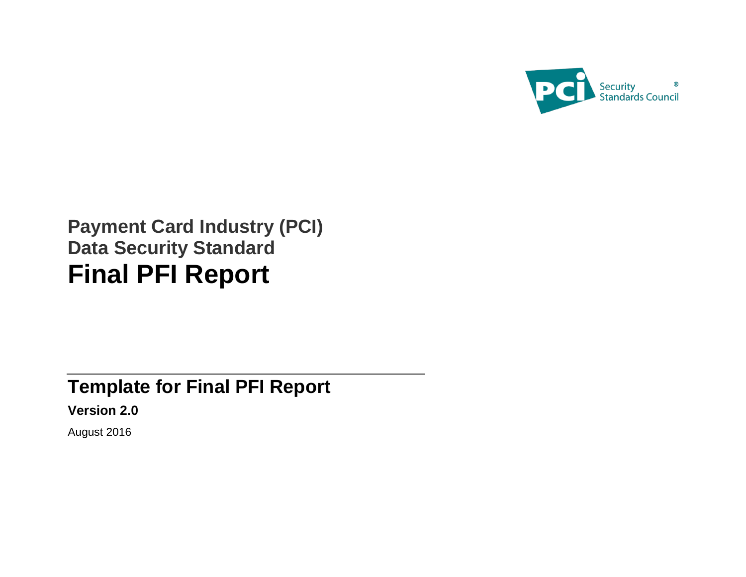Payment Card Industry (PCI)
Data Security Standard

# Final PFI Report

## Template for Final PFI Report

**Version 2.0**

August 2016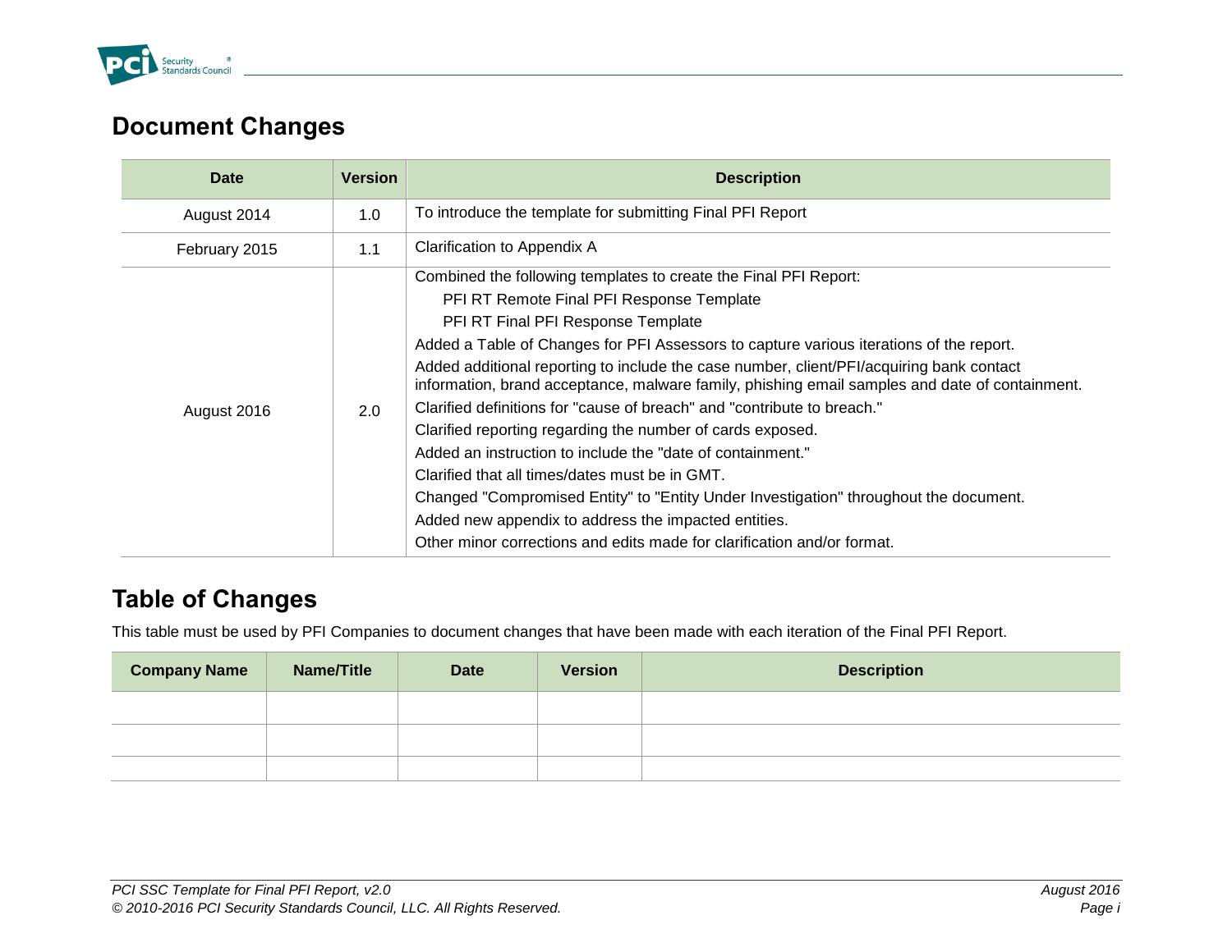## Document Changes

| Date | Version | Description |
|---|---|---|
| August 2014 | 1.0 | To introduce the template for submitting Final PFI Report |
| February 2015 | 1.1 | Clarification to Appendix A |
| August 2016 | 2.0 | Combined the following templates to create the Final PFI Report:<br>PFI RT Remote Final PFI Response Template<br>PFI RT Final PFI Response Template<br>Added a Table of Changes for PFI Assessors to capture various iterations of the report.<br>Added additional reporting to include the case number, client/PFI/acquiring bank contact information, brand acceptance, malware family, phishing email samples and date of containment.<br>Clarified definitions for "cause of breach" and "contribute to breach."<br>Clarified reporting regarding the number of cards exposed.<br>Added an instruction to include the "date of containment."<br>Clarified that all times/dates must be in GMT.<br>Changed "Compromised Entity" to "Entity Under Investigation" throughout the document.<br>Added new appendix to address the impacted entities.<br>Other minor corrections and edits made for clarification and/or format. |

## Table of Changes

This table must be used by PFI Companies to document changes that have been made with each iteration of the Final PFI Report.

| Company Name | Name/Title | Date | Version | Description |
|---|---|---|---|---|
| | | | | |
| | | | | |
| | | | | |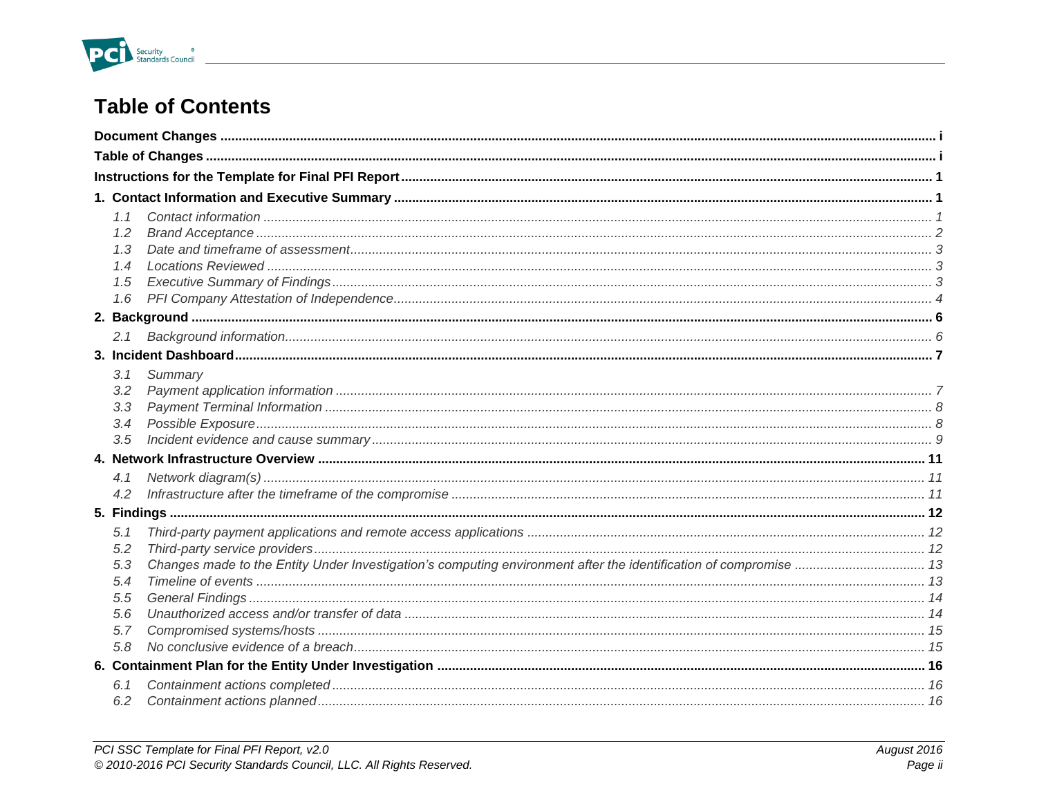# Table of Contents

**Document Changes** ........ i

**Table of Changes** ........ i

**Instructions for the Template for Final PFI Report** ........ 1

**1. Contact Information and Executive Summary** ........ 1

- *1.1 Contact information* ........ 1
- *1.2 Brand Acceptance* ........ 2
- *1.3 Date and timeframe of assessment* ........ 3
- *1.4 Locations Reviewed* ........ 3
- *1.5 Executive Summary of Findings* ........ 3
- *1.6 PFI Company Attestation of Independence* ........ 4

**2. Background** ........ 6

- *2.1 Background information* ........ 6

**3. Incident Dashboard** ........ 7

- *3.1 Summary*
- *3.2 Payment application information* ........ 7
- *3.3 Payment Terminal Information* ........ 8
- *3.4 Possible Exposure* ........ 8
- *3.5 Incident evidence and cause summary* ........ 9

**4. Network Infrastructure Overview** ........ 11

- *4.1 Network diagram(s)* ........ 11
- *4.2 Infrastructure after the timeframe of the compromise* ........ 11

**5. Findings** ........ 12

- *5.1 Third-party payment applications and remote access applications* ........ 12
- *5.2 Third-party service providers* ........ 12
- *5.3 Changes made to the Entity Under Investigation's computing environment after the identification of compromise* ........ 13
- *5.4 Timeline of events* ........ 13
- *5.5 General Findings* ........ 14
- *5.6 Unauthorized access and/or transfer of data* ........ 14
- *5.7 Compromised systems/hosts* ........ 15
- *5.8 No conclusive evidence of a breach* ........ 15

**6. Containment Plan for the Entity Under Investigation** ........ 16

- *6.1 Containment actions completed* ........ 16
- *6.2 Containment actions planned* ........ 16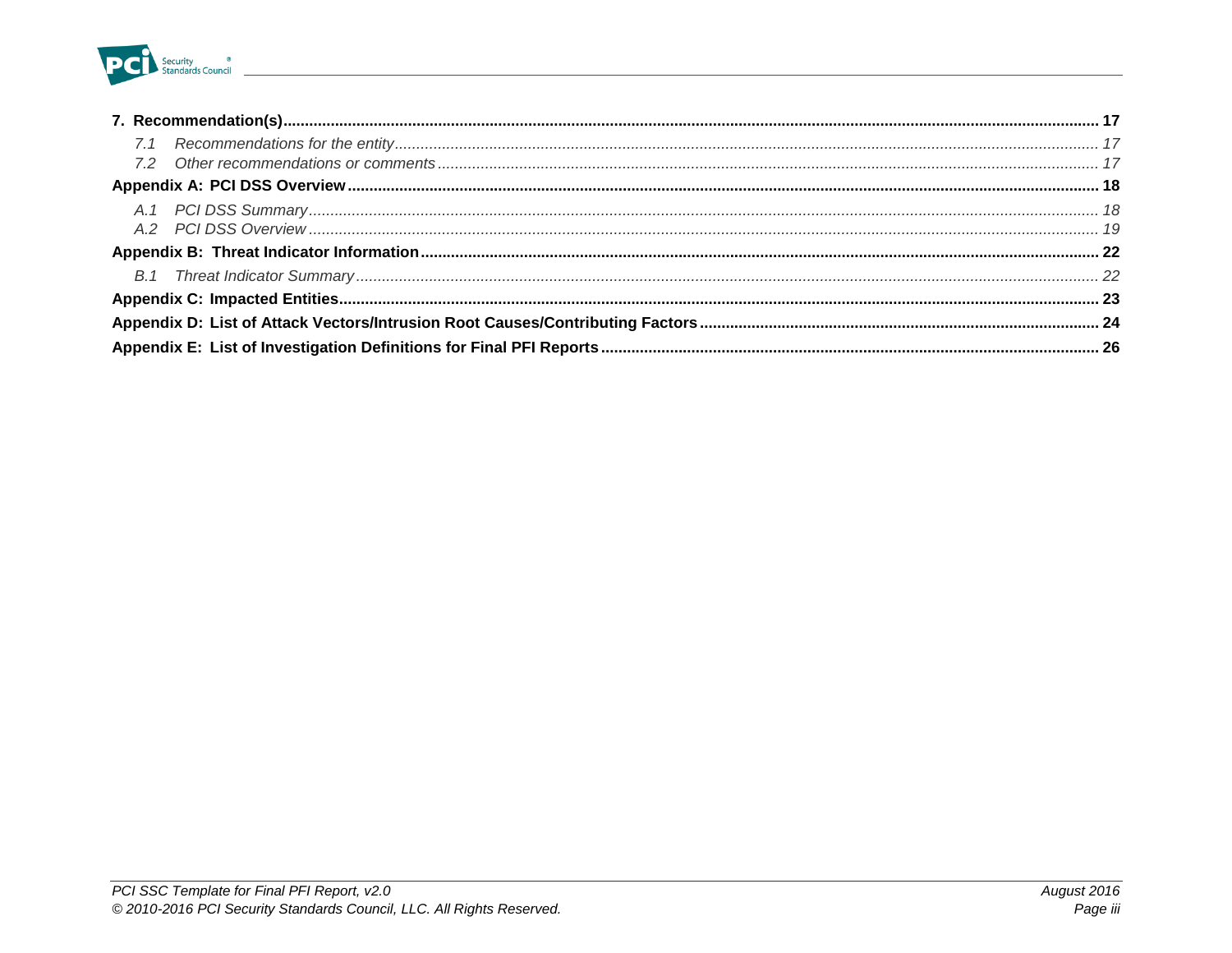**7. Recommendation(s)** .......... **17**

*7.1 Recommendations for the entity* .......... *17*

*7.2 Other recommendations or comments* .......... *17*

**Appendix A: PCI DSS Overview** .......... **18**

*A.1 PCI DSS Summary* .......... *18*

*A.2 PCI DSS Overview* .......... *19*

**Appendix B: Threat Indicator Information** .......... **22**

*B.1 Threat Indicator Summary* .......... *22*

**Appendix C: Impacted Entities** .......... **23**

**Appendix D: List of Attack Vectors/Intrusion Root Causes/Contributing Factors** .......... **24**

**Appendix E: List of Investigation Definitions for Final PFI Reports** .......... **26**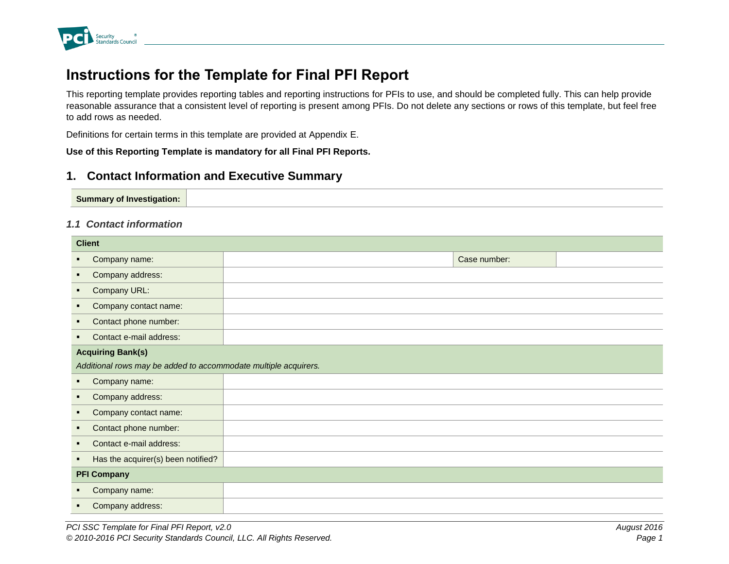# Instructions for the Template for Final PFI Report

This reporting template provides reporting tables and reporting instructions for PFIs to use, and should be completed fully. This can help provide reasonable assurance that a consistent level of reporting is present among PFIs. Do not delete any sections or rows of this template, but feel free to add rows as needed.

Definitions for certain terms in this template are provided at Appendix E.

**Use of this Reporting Template is mandatory for all Final PFI Reports.**

## 1. Contact Information and Executive Summary

| **Summary of Investigation:** | |
|---|---|

### *1.1 Contact information*

| **Client** | | | |
|---|---|---|---|
| ▪ Company name: | | Case number: | |
| ▪ Company address: | | | |
| ▪ Company URL: | | | |
| ▪ Company contact name: | | | |
| ▪ Contact phone number: | | | |
| ▪ Contact e-mail address: | | | |
| **Acquiring Bank(s)** *Additional rows may be added to accommodate multiple acquirers.* | | | |
| ▪ Company name: | | | |
| ▪ Company address: | | | |
| ▪ Company contact name: | | | |
| ▪ Contact phone number: | | | |
| ▪ Contact e-mail address: | | | |
| ▪ Has the acquirer(s) been notified? | | | |
| **PFI Company** | | | |
| ▪ Company name: | | | |
| ▪ Company address: | | | |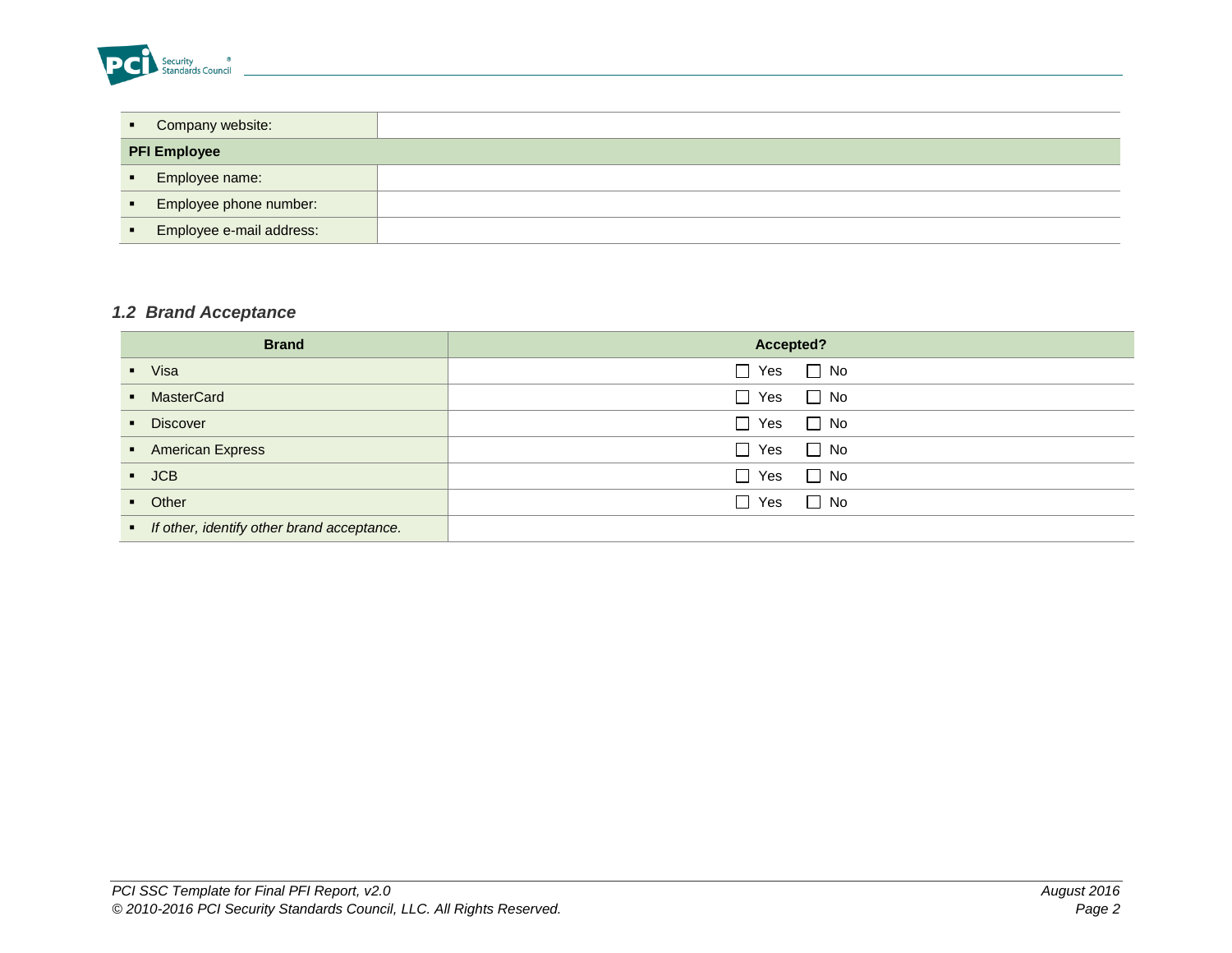| | |
|---|---|
| ▪ Company website: | |
| **PFI Employee** | |
| ▪ Employee name: | |
| ▪ Employee phone number: | |
| ▪ Employee e-mail address: | |

### *1.2 Brand Acceptance*

| Brand | Accepted? |
|---|---|
| ▪ Visa | ☐ Yes ☐ No |
| ▪ MasterCard | ☐ Yes ☐ No |
| ▪ Discover | ☐ Yes ☐ No |
| ▪ American Express | ☐ Yes ☐ No |
| ▪ JCB | ☐ Yes ☐ No |
| ▪ Other | ☐ Yes ☐ No |
| ▪ *If other, identify other brand acceptance.* | |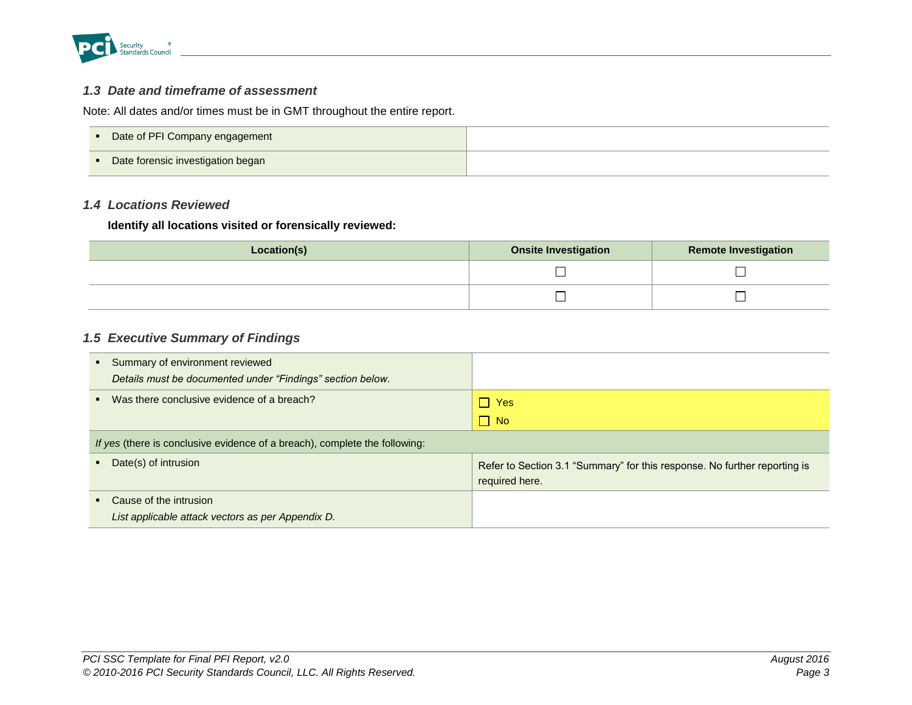### 1.3 Date and timeframe of assessment

Note: All dates and/or times must be in GMT throughout the entire report.

| | |
|---|---|
| ▪ Date of PFI Company engagement | |
| ▪ Date forensic investigation began | |

### 1.4 Locations Reviewed

**Identify all locations visited or forensically reviewed:**

| Location(s) | Onsite Investigation | Remote Investigation |
|---|---|---|
| | ☐ | ☐ |
| | ☐ | ☐ |

### 1.5 Executive Summary of Findings

| | |
|---|---|
| ▪ Summary of environment reviewed<br>*Details must be documented under "Findings" section below.* | |
| ▪ Was there conclusive evidence of a breach? | ☐ Yes<br>☐ No |
| *If yes* (there is conclusive evidence of a breach), complete the following: | |
| ▪ Date(s) of intrusion | Refer to Section 3.1 "Summary" for this response. No further reporting is required here. |
| ▪ Cause of the intrusion<br>*List applicable attack vectors as per Appendix D.* | |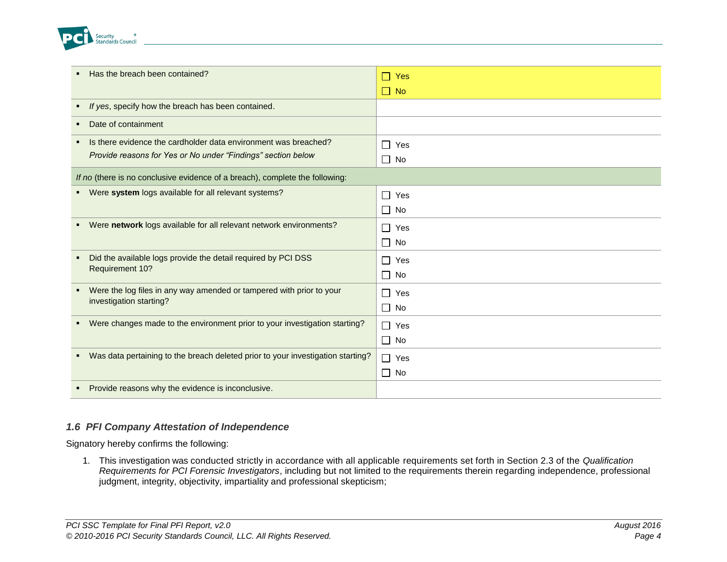| | |
|---|---|
| ▪ Has the breach been contained? | ☐ Yes<br>☐ No |
| ▪ *If yes*, specify how the breach has been contained. | |
| ▪ Date of containment | |
| ▪ Is there evidence the cardholder data environment was breached?<br>*Provide reasons for Yes or No under "Findings" section below* | ☐ Yes<br>☐ No |
| *If no* (there is no conclusive evidence of a breach), complete the following: | |
| ▪ Were **system** logs available for all relevant systems? | ☐ Yes<br>☐ No |
| ▪ Were **network** logs available for all relevant network environments? | ☐ Yes<br>☐ No |
| ▪ Did the available logs provide the detail required by PCI DSS Requirement 10? | ☐ Yes<br>☐ No |
| ▪ Were the log files in any way amended or tampered with prior to your investigation starting? | ☐ Yes<br>☐ No |
| ▪ Were changes made to the environment prior to your investigation starting? | ☐ Yes<br>☐ No |
| ▪ Was data pertaining to the breach deleted prior to your investigation starting? | ☐ Yes<br>☐ No |
| ▪ Provide reasons why the evidence is inconclusive. | |

### *1.6 PFI Company Attestation of Independence*

Signatory hereby confirms the following:

1. This investigation was conducted strictly in accordance with all applicable requirements set forth in Section 2.3 of the *Qualification Requirements for PCI Forensic Investigators*, including but not limited to the requirements therein regarding independence, professional judgment, integrity, objectivity, impartiality and professional skepticism;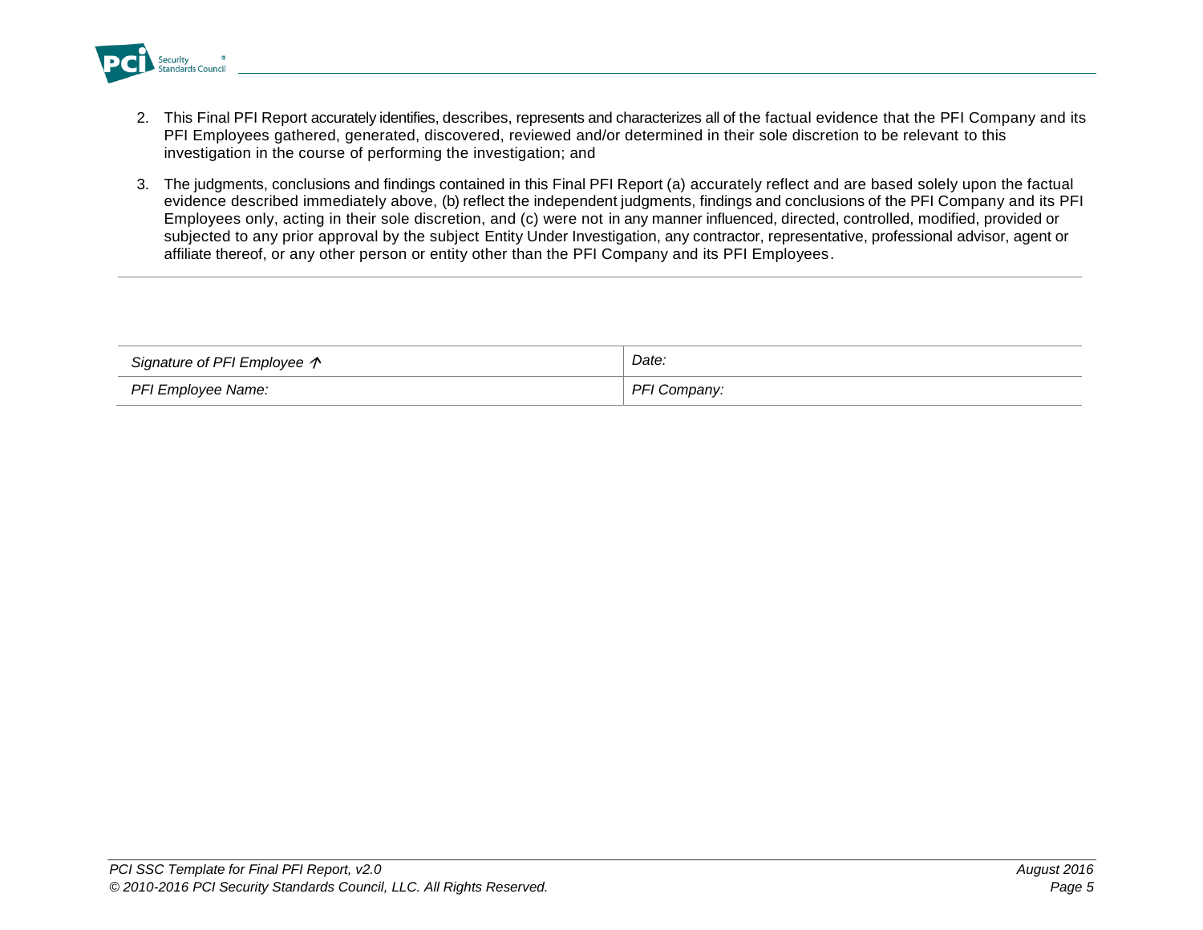2. This Final PFI Report accurately identifies, describes, represents and characterizes all of the factual evidence that the PFI Company and its PFI Employees gathered, generated, discovered, reviewed and/or determined in their sole discretion to be relevant to this investigation in the course of performing the investigation; and

3. The judgments, conclusions and findings contained in this Final PFI Report (a) accurately reflect and are based solely upon the factual evidence described immediately above, (b) reflect the independent judgments, findings and conclusions of the PFI Company and its PFI Employees only, acting in their sole discretion, and (c) were not in any manner influenced, directed, controlled, modified, provided or subjected to any prior approval by the subject Entity Under Investigation, any contractor, representative, professional advisor, agent or affiliate thereof, or any other person or entity other than the PFI Company and its PFI Employees.

---

| *Signature of PFI Employee ↑* | *Date:* |
|---|---|
| *PFI Employee Name:* | *PFI Company:* |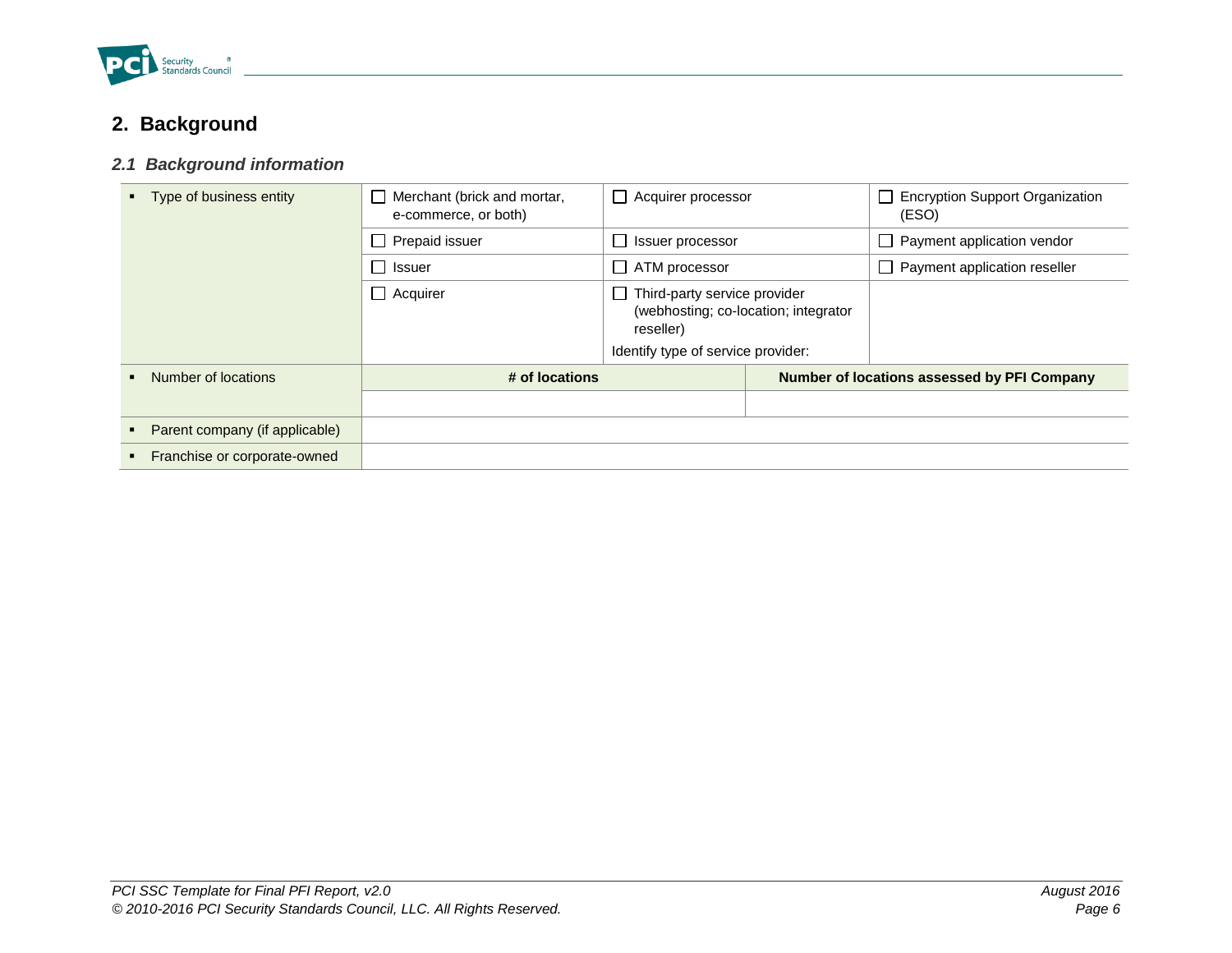## 2. Background

### *2.1 Background information*

| | | | |
|---|---|---|---|
| ▪ Type of business entity | ☐ Merchant (brick and mortar, e-commerce, or both) | ☐ Acquirer processor | ☐ Encryption Support Organization (ESO) |
| | ☐ Prepaid issuer | ☐ Issuer processor | ☐ Payment application vendor |
| | ☐ Issuer | ☐ ATM processor | ☐ Payment application reseller |
| | ☐ Acquirer | ☐ Third-party service provider (webhosting; co-location; integrator reseller)<br>Identify type of service provider: | |
| ▪ Number of locations | **# of locations** | | **Number of locations assessed by PFI Company** |
| | | | |
| ▪ Parent company (if applicable) | | | |
| ▪ Franchise or corporate-owned | | | |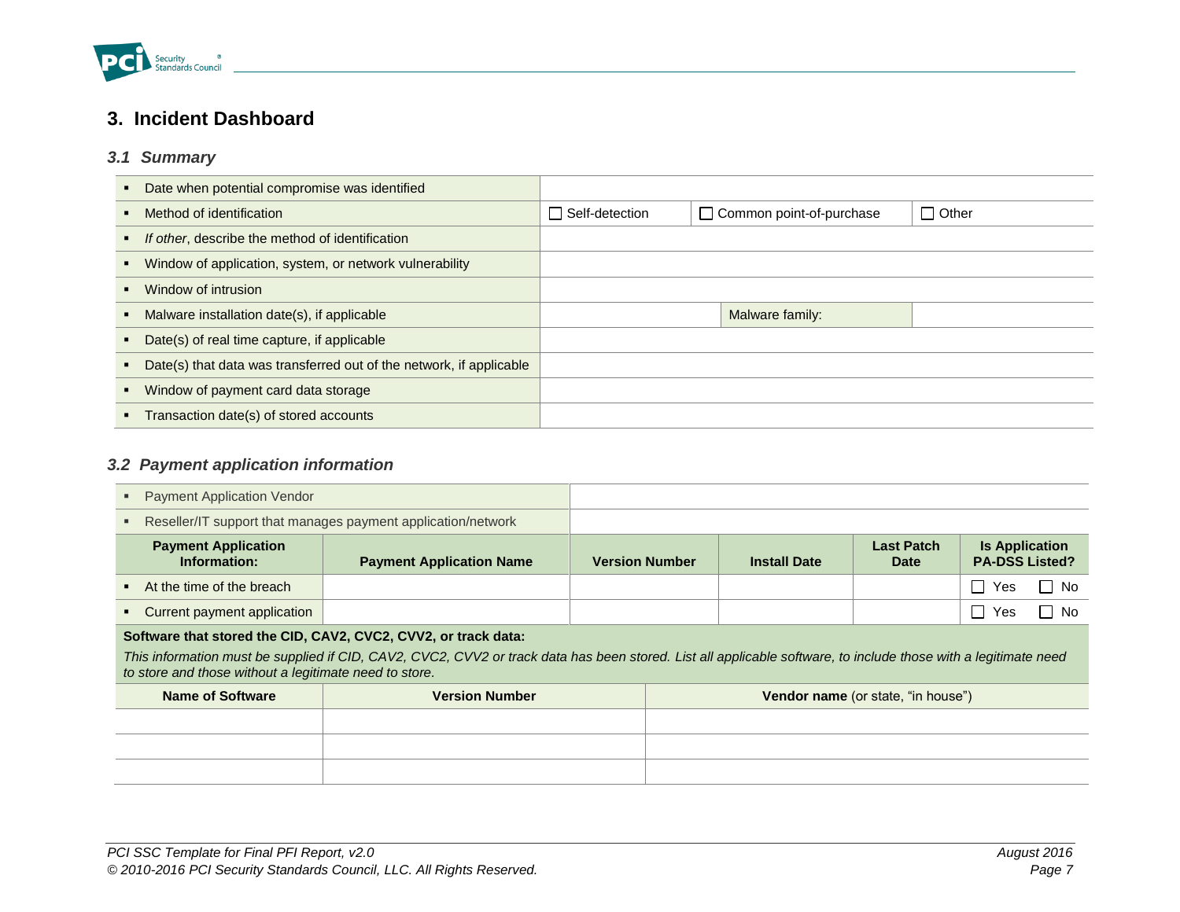# 3. Incident Dashboard

## 3.1 Summary

| | | | | |
|---|---|---|---|---|
| ▪ Date when potential compromise was identified | | | | |
| ▪ Method of identification | ☐ Self-detection | ☐ Common point-of-purchase | ☐ Other | |
| ▪ *If other*, describe the method of identification | | | | |
| ▪ Window of application, system, or network vulnerability | | | | |
| ▪ Window of intrusion | | | | |
| ▪ Malware installation date(s), if applicable | | Malware family: | | |
| ▪ Date(s) of real time capture, if applicable | | | | |
| ▪ Date(s) that data was transferred out of the network, if applicable | | | | |
| ▪ Window of payment card data storage | | | | |
| ▪ Transaction date(s) of stored accounts | | | | |

## 3.2 Payment application information

| | | | | | |
|---|---|---|---|---|---|
| ▪ Payment Application Vendor | | | | | |
| ▪ Reseller/IT support that manages payment application/network | | | | | |
| **Payment Application Information:** | **Payment Application Name** | **Version Number** | **Install Date** | **Last Patch Date** | **Is Application PA-DSS Listed?** |
| ▪ At the time of the breach | | | | | ☐ Yes ☐ No |
| ▪ Current payment application | | | | | ☐ Yes ☐ No |

**Software that stored the CID, CAV2, CVC2, CVV2, or track data:**

*This information must be supplied if CID, CAV2, CVC2, CVV2 or track data has been stored. List all applicable software, to include those with a legitimate need to store and those without a legitimate need to store.*

| **Name of Software** | **Version Number** | **Vendor name** (or state, "in house") |
|---|---|---|
| | | |
| | | |
| | | |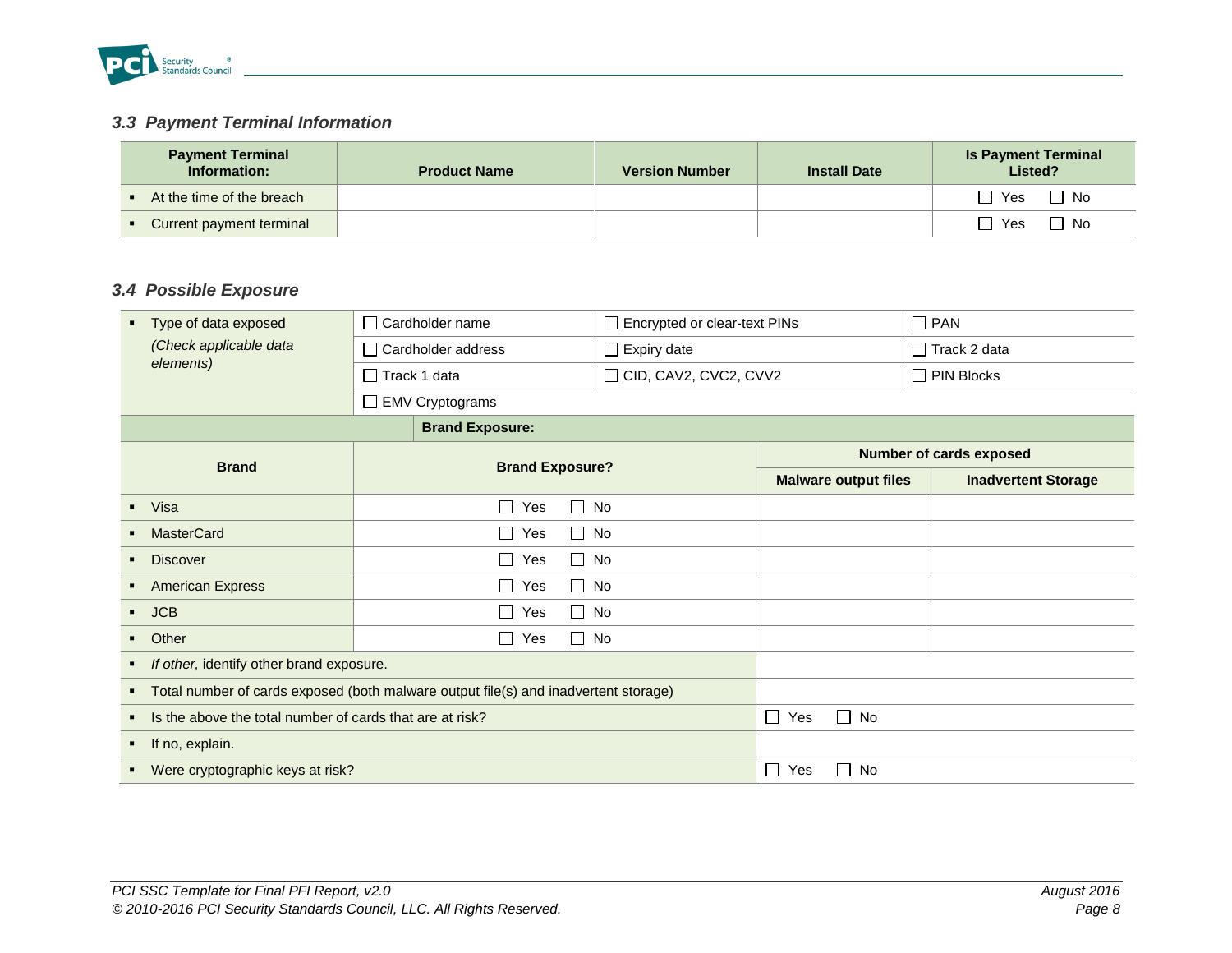### 3.3 Payment Terminal Information

| Payment Terminal Information: | Product Name | Version Number | Install Date | Is Payment Terminal Listed? |
|---|---|---|---|---|
| ▪ At the time of the breach | | | | ☐ Yes ☐ No |
| ▪ Current payment terminal | | | | ☐ Yes ☐ No |

### 3.4 Possible Exposure

| ▪ Type of data exposed *(Check applicable data elements)* | ☐ Cardholder name | ☐ Encrypted or clear-text PINs | ☐ PAN |
|---|---|---|---|
| | ☐ Cardholder address | ☐ Expiry date | ☐ Track 2 data |
| | ☐ Track 1 data | ☐ CID, CAV2, CVC2, CVV2 | ☐ PIN Blocks |
| | ☐ EMV Cryptograms | | |

| Brand Exposure: | | | |
|---|---|---|---|
| **Brand** | **Brand Exposure?** | **Number of cards exposed** | |
| | | **Malware output files** | **Inadvertent Storage** |
| ▪ Visa | ☐ Yes ☐ No | | |
| ▪ MasterCard | ☐ Yes ☐ No | | |
| ▪ Discover | ☐ Yes ☐ No | | |
| ▪ American Express | ☐ Yes ☐ No | | |
| ▪ JCB | ☐ Yes ☐ No | | |
| ▪ Other | ☐ Yes ☐ No | | |
| ▪ *If other,* identify other brand exposure. | | | |
| ▪ Total number of cards exposed (both malware output file(s) and inadvertent storage) | | | |
| ▪ Is the above the total number of cards that are at risk? | | ☐ Yes ☐ No | |
| ▪ If no, explain. | | | |
| ▪ Were cryptographic keys at risk? | | ☐ Yes ☐ No | |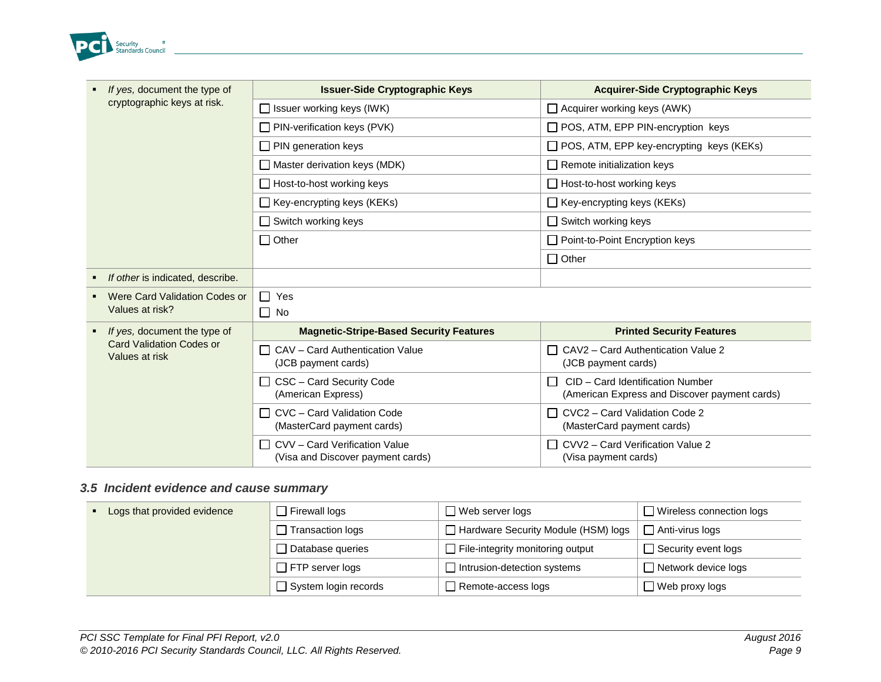| ▪ *If yes,* document the type of cryptographic keys at risk. | **Issuer-Side Cryptographic Keys** | **Acquirer-Side Cryptographic Keys** |
|---|---|---|
| | ☐ Issuer working keys (IWK) | ☐ Acquirer working keys (AWK) |
| | ☐ PIN-verification keys (PVK) | ☐ POS, ATM, EPP PIN-encryption keys |
| | ☐ PIN generation keys | ☐ POS, ATM, EPP key-encrypting keys (KEKs) |
| | ☐ Master derivation keys (MDK) | ☐ Remote initialization keys |
| | ☐ Host-to-host working keys | ☐ Host-to-host working keys |
| | ☐ Key-encrypting keys (KEKs) | ☐ Key-encrypting keys (KEKs) |
| | ☐ Switch working keys | ☐ Switch working keys |
| | ☐ Other | ☐ Point-to-Point Encryption keys |
| | | ☐ Other |
| ▪ *If other* is indicated, describe. | | |
| ▪ Were Card Validation Codes or Values at risk? | ☐ Yes<br>☐ No | |
| ▪ *If yes,* document the type of Card Validation Codes or Values at risk | **Magnetic-Stripe-Based Security Features** | **Printed Security Features** |
| | ☐ CAV – Card Authentication Value (JCB payment cards) | ☐ CAV2 – Card Authentication Value 2 (JCB payment cards) |
| | ☐ CSC – Card Security Code (American Express) | ☐ CID – Card Identification Number (American Express and Discover payment cards) |
| | ☐ CVC – Card Validation Code (MasterCard payment cards) | ☐ CVC2 – Card Validation Code 2 (MasterCard payment cards) |
| | ☐ CVV – Card Verification Value (Visa and Discover payment cards) | ☐ CVV2 – Card Verification Value 2 (Visa payment cards) |

### *3.5 Incident evidence and cause summary*

| ▪ Logs that provided evidence | ☐ Firewall logs | ☐ Web server logs | ☐ Wireless connection logs |
|---|---|---|---|
| | ☐ Transaction logs | ☐ Hardware Security Module (HSM) logs | ☐ Anti-virus logs |
| | ☐ Database queries | ☐ File-integrity monitoring output | ☐ Security event logs |
| | ☐ FTP server logs | ☐ Intrusion-detection systems | ☐ Network device logs |
| | ☐ System login records | ☐ Remote-access logs | ☐ Web proxy logs |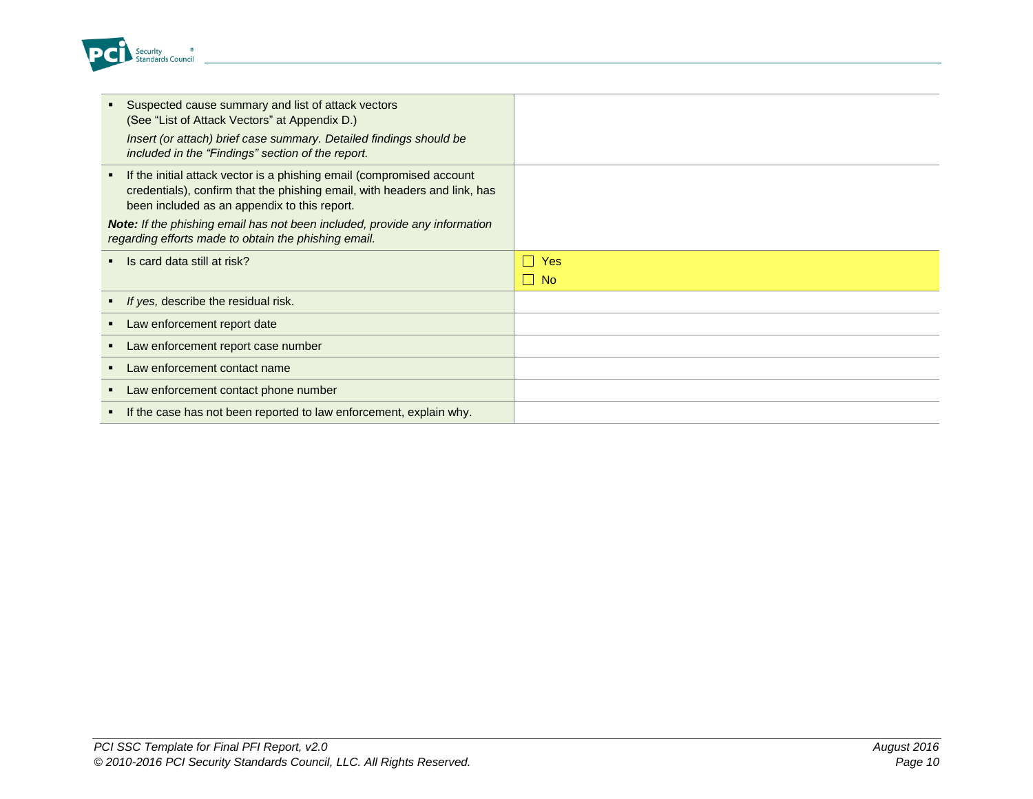| | |
|---|---|
| ▪ Suspected cause summary and list of attack vectors (See "List of Attack Vectors" at Appendix D.) *Insert (or attach) brief case summary. Detailed findings should be included in the "Findings" section of the report.* | |
| ▪ If the initial attack vector is a phishing email (compromised account credentials), confirm that the phishing email, with headers and link, has been included as an appendix to this report. ***Note:** If the phishing email has not been included, provide any information regarding efforts made to obtain the phishing email.* | |
| ▪ Is card data still at risk? | ☐ Yes ☐ No |
| ▪ *If yes,* describe the residual risk. | |
| ▪ Law enforcement report date | |
| ▪ Law enforcement report case number | |
| ▪ Law enforcement contact name | |
| ▪ Law enforcement contact phone number | |
| ▪ If the case has not been reported to law enforcement, explain why. | |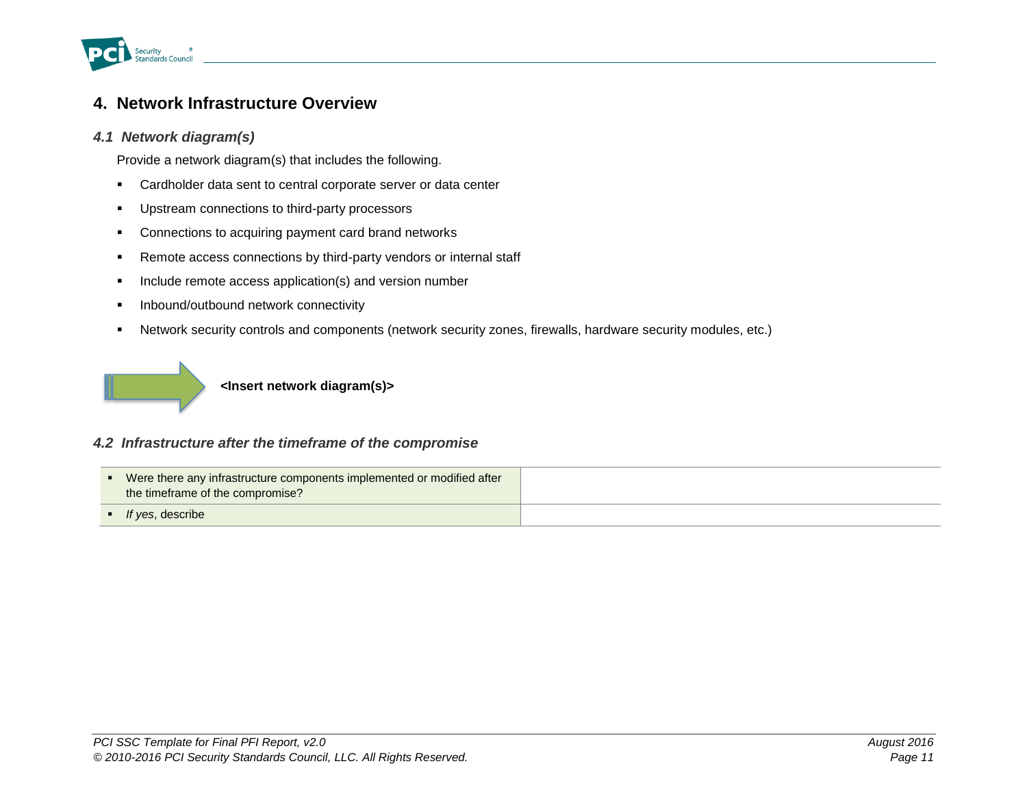# 4. Network Infrastructure Overview

## *4.1 Network diagram(s)*

Provide a network diagram(s) that includes the following.

- Cardholder data sent to central corporate server or data center
- Upstream connections to third-party processors
- Connections to acquiring payment card brand networks
- Remote access connections by third-party vendors or internal staff
- Include remote access application(s) and version number
- Inbound/outbound network connectivity
- Network security controls and components (network security zones, firewalls, hardware security modules, etc.)

**<Insert network diagram(s)>**

## *4.2 Infrastructure after the timeframe of the compromise*

| | |
|---|---|
| ▪ Were there any infrastructure components implemented or modified after the timeframe of the compromise? | |
| ▪ *If yes*, describe | |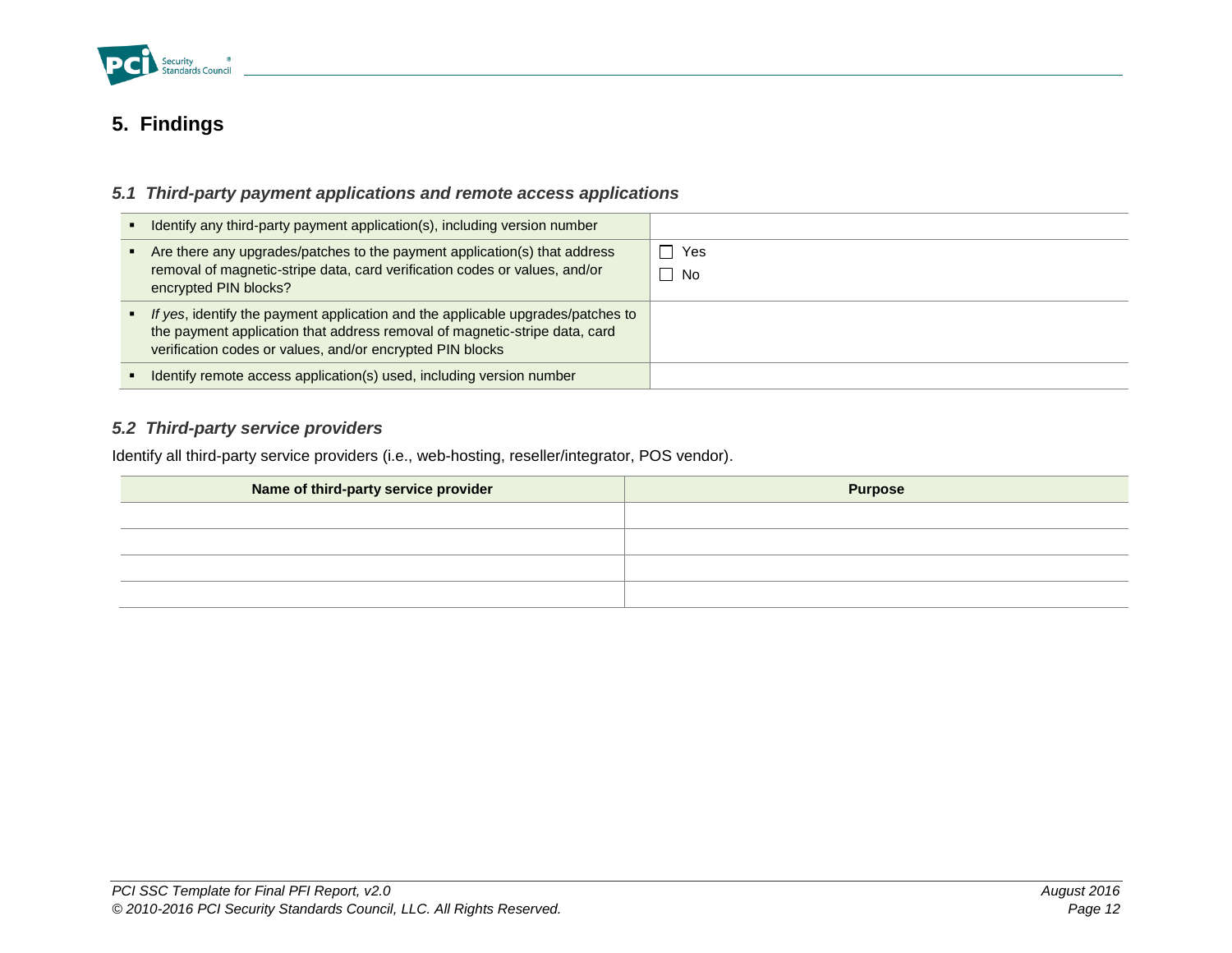# 5. Findings

### 5.1 Third-party payment applications and remote access applications

| | |
|---|---|
| ▪ Identify any third-party payment application(s), including version number | |
| ▪ Are there any upgrades/patches to the payment application(s) that address removal of magnetic-stripe data, card verification codes or values, and/or encrypted PIN blocks? | ☐ Yes<br>☐ No |
| ▪ *If yes*, identify the payment application and the applicable upgrades/patches to the payment application that address removal of magnetic-stripe data, card verification codes or values, and/or encrypted PIN blocks | |
| ▪ Identify remote access application(s) used, including version number | |

### 5.2 Third-party service providers

Identify all third-party service providers (i.e., web-hosting, reseller/integrator, POS vendor).

| Name of third-party service provider | Purpose |
|---|---|
| | |
| | |
| | |
| | |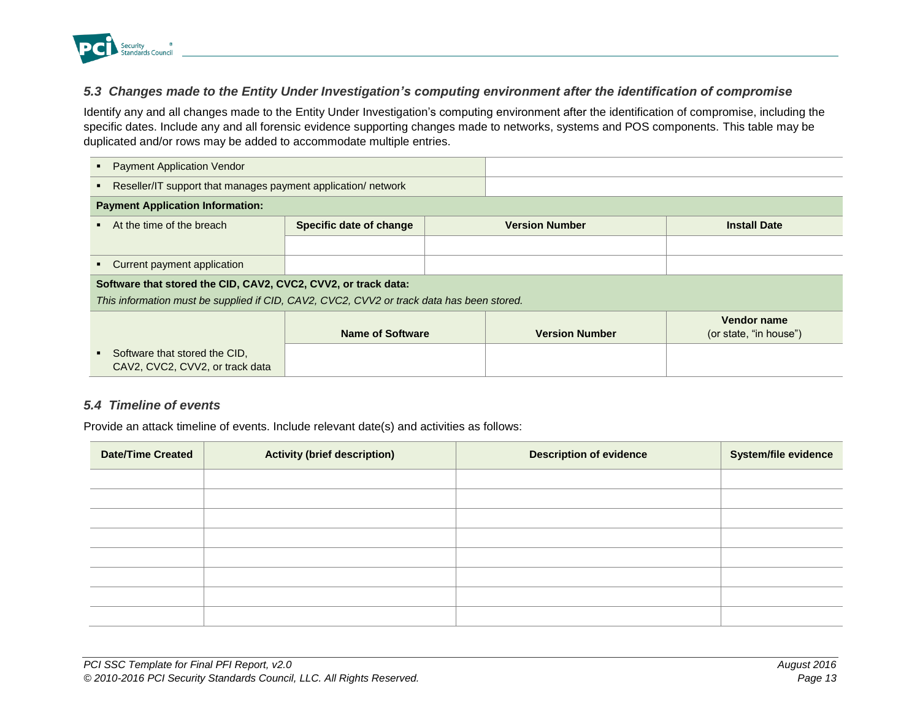### 5.3 *Changes made to the Entity Under Investigation's computing environment after the identification of compromise*

Identify any and all changes made to the Entity Under Investigation's computing environment after the identification of compromise, including the specific dates. Include any and all forensic evidence supporting changes made to networks, systems and POS components. This table may be duplicated and/or rows may be added to accommodate multiple entries.

| | | | |
|---|---|---|---|
| ▪ Payment Application Vendor | | | |
| ▪ Reseller/IT support that manages payment application/ network | | | |
| **Payment Application Information:** | | | |
| ▪ At the time of the breach | **Specific date of change** | **Version Number** | **Install Date** |
| | | | |
| ▪ Current payment application | | | |
| **Software that stored the CID, CAV2, CVC2, CVV2, or track data:** *This information must be supplied if CID, CAV2, CVC2, CVV2 or track data has been stored.* | | | |
| | **Name of Software** | **Version Number** | **Vendor name** (or state, "in house") |
| ▪ Software that stored the CID, CAV2, CVC2, CVV2, or track data | | | |

### 5.4 *Timeline of events*

Provide an attack timeline of events. Include relevant date(s) and activities as follows:

| Date/Time Created | Activity (brief description) | Description of evidence | System/file evidence |
|---|---|---|---|
| | | | |
| | | | |
| | | | |
| | | | |
| | | | |
| | | | |
| | | | |
| | | | |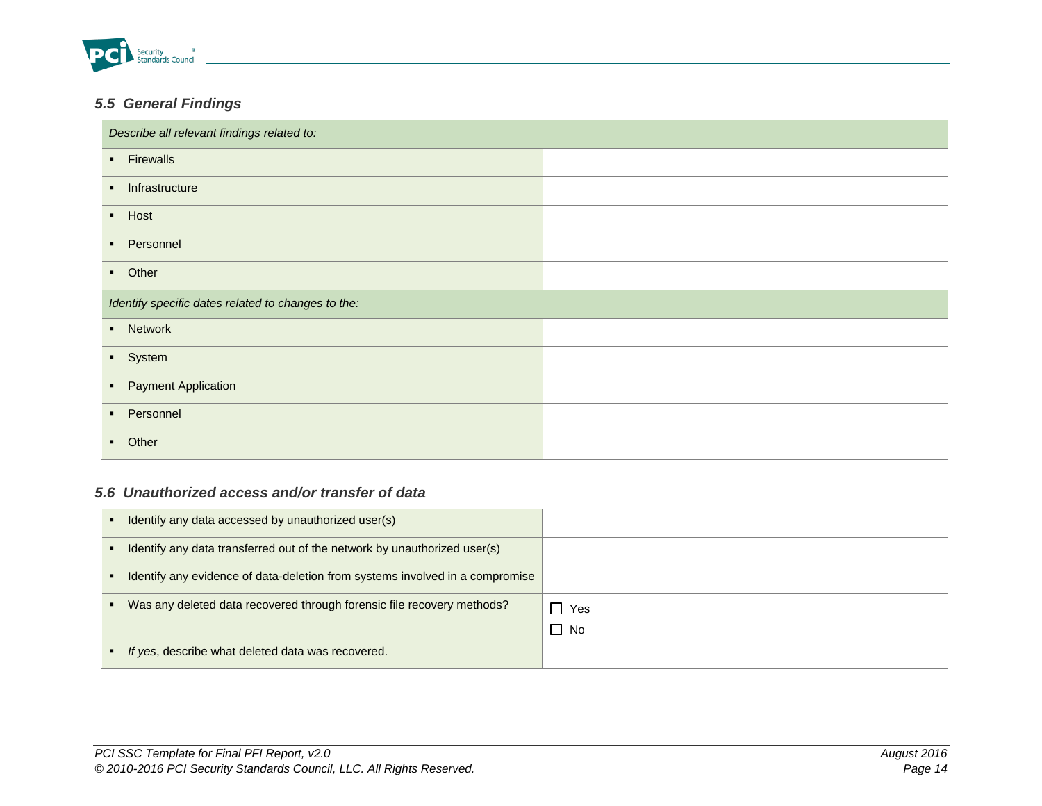### 5.5 General Findings

| *Describe all relevant findings related to:* | |
|---|---|
| ▪ Firewalls | |
| ▪ Infrastructure | |
| ▪ Host | |
| ▪ Personnel | |
| ▪ Other | |
| *Identify specific dates related to changes to the:* | |
| ▪ Network | |
| ▪ System | |
| ▪ Payment Application | |
| ▪ Personnel | |
| ▪ Other | |

### 5.6 Unauthorized access and/or transfer of data

| | |
|---|---|
| ▪ Identify any data accessed by unauthorized user(s) | |
| ▪ Identify any data transferred out of the network by unauthorized user(s) | |
| ▪ Identify any evidence of data-deletion from systems involved in a compromise | |
| ▪ Was any deleted data recovered through forensic file recovery methods? | ☐ Yes<br>☐ No |
| ▪ *If yes*, describe what deleted data was recovered. | |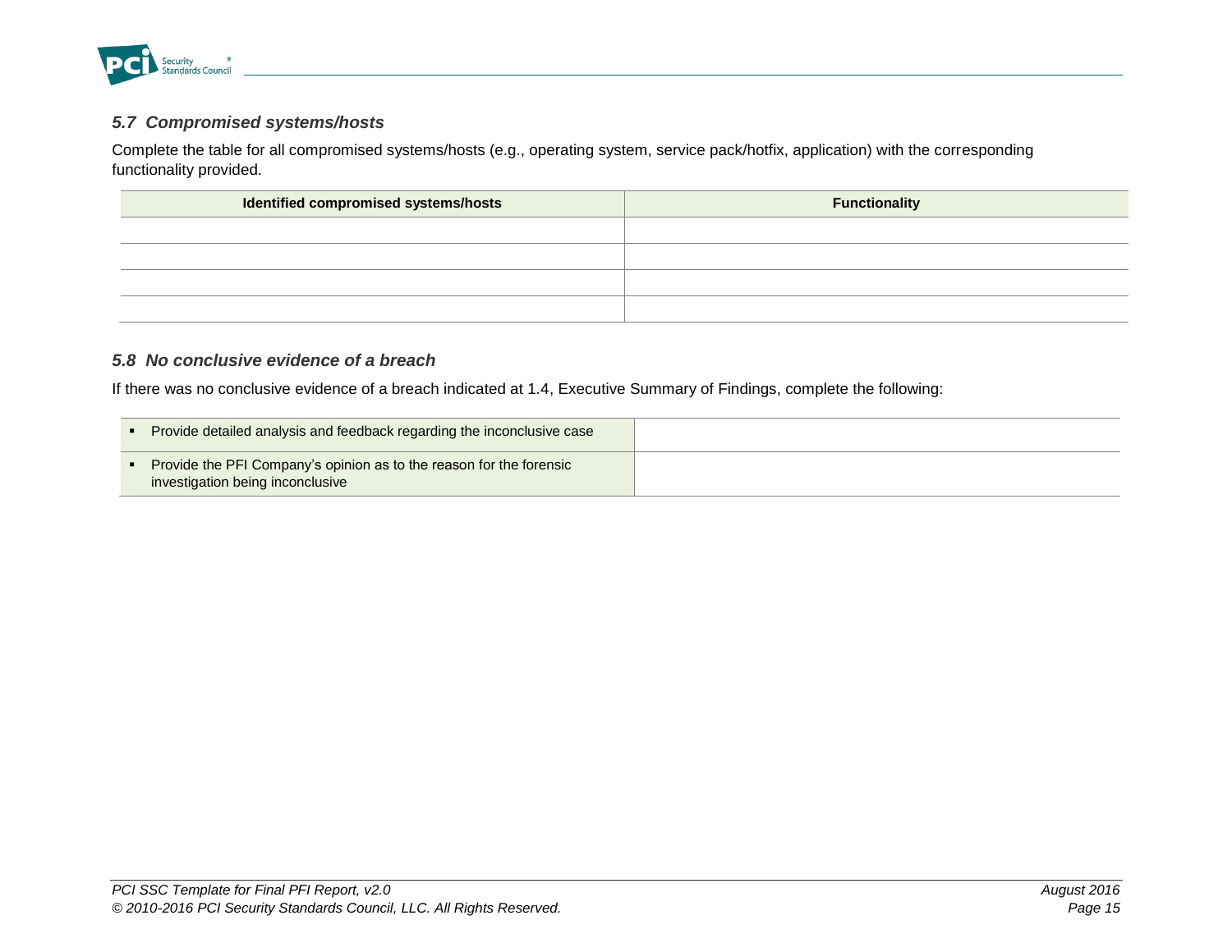### *5.7 Compromised systems/hosts*

Complete the table for all compromised systems/hosts (e.g., operating system, service pack/hotfix, application) with the corresponding functionality provided.

| Identified compromised systems/hosts | Functionality |
|---|---|
| | |
| | |
| | |
| | |

### *5.8 No conclusive evidence of a breach*

If there was no conclusive evidence of a breach indicated at 1.4, Executive Summary of Findings, complete the following:

| | |
|---|---|
| ▪ Provide detailed analysis and feedback regarding the inconclusive case | |
| ▪ Provide the PFI Company's opinion as to the reason for the forensic investigation being inconclusive | |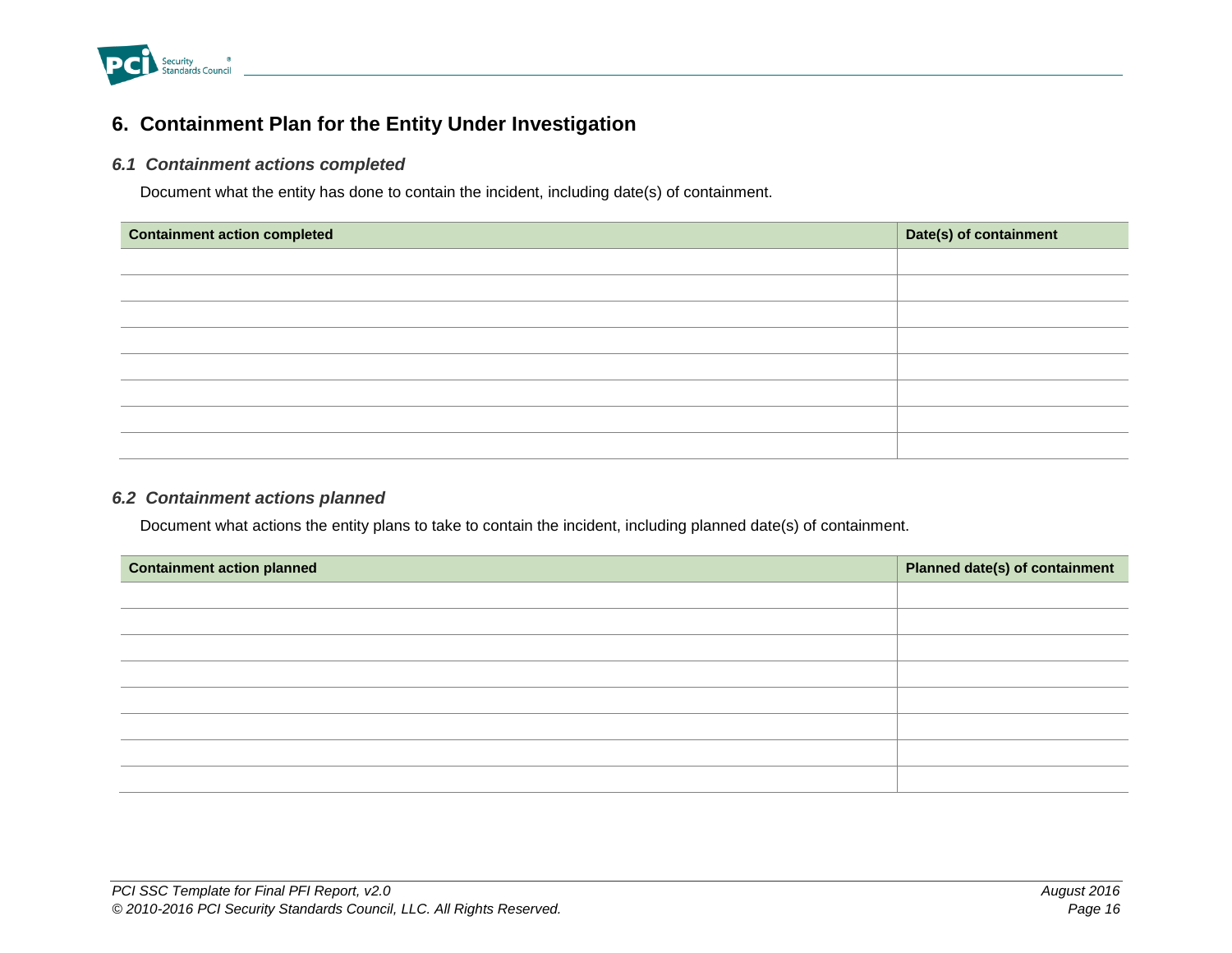## 6. Containment Plan for the Entity Under Investigation

### *6.1 Containment actions completed*

Document what the entity has done to contain the incident, including date(s) of containment.

| Containment action completed | Date(s) of containment |
|---|---|
| | |
| | |
| | |
| | |
| | |
| | |
| | |
| | |

### *6.2 Containment actions planned*

Document what actions the entity plans to take to contain the incident, including planned date(s) of containment.

| Containment action planned | Planned date(s) of containment |
|---|---|
| | |
| | |
| | |
| | |
| | |
| | |
| | |
| | |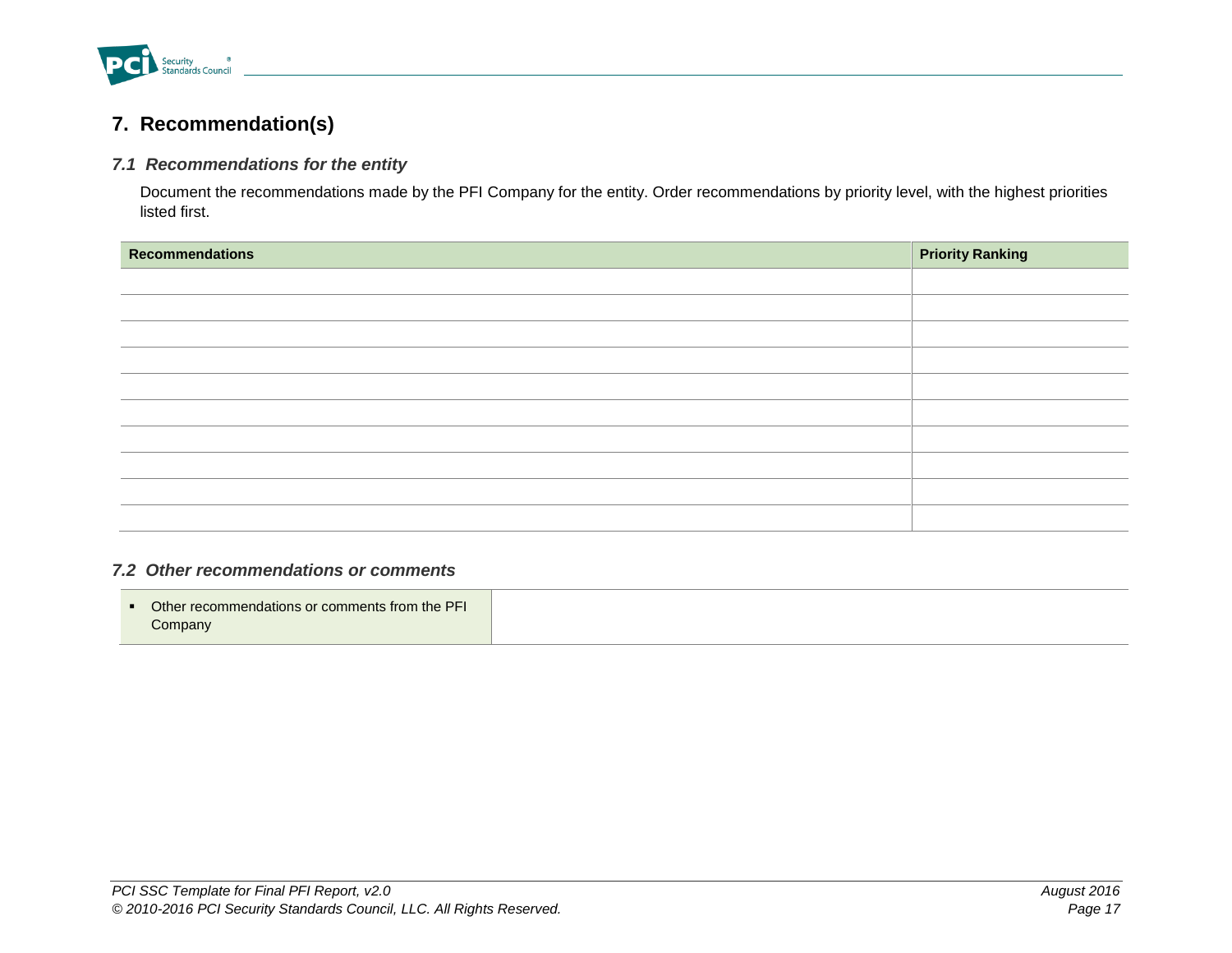# 7. Recommendation(s)

### *7.1 Recommendations for the entity*

Document the recommendations made by the PFI Company for the entity. Order recommendations by priority level, with the highest priorities listed first.

| Recommendations | Priority Ranking |
|---|---|
| | |
| | |
| | |
| | |
| | |
| | |
| | |
| | |
| | |
| | |

### *7.2 Other recommendations or comments*

| | |
|---|---|
| ▪ Other recommendations or comments from the PFI Company | |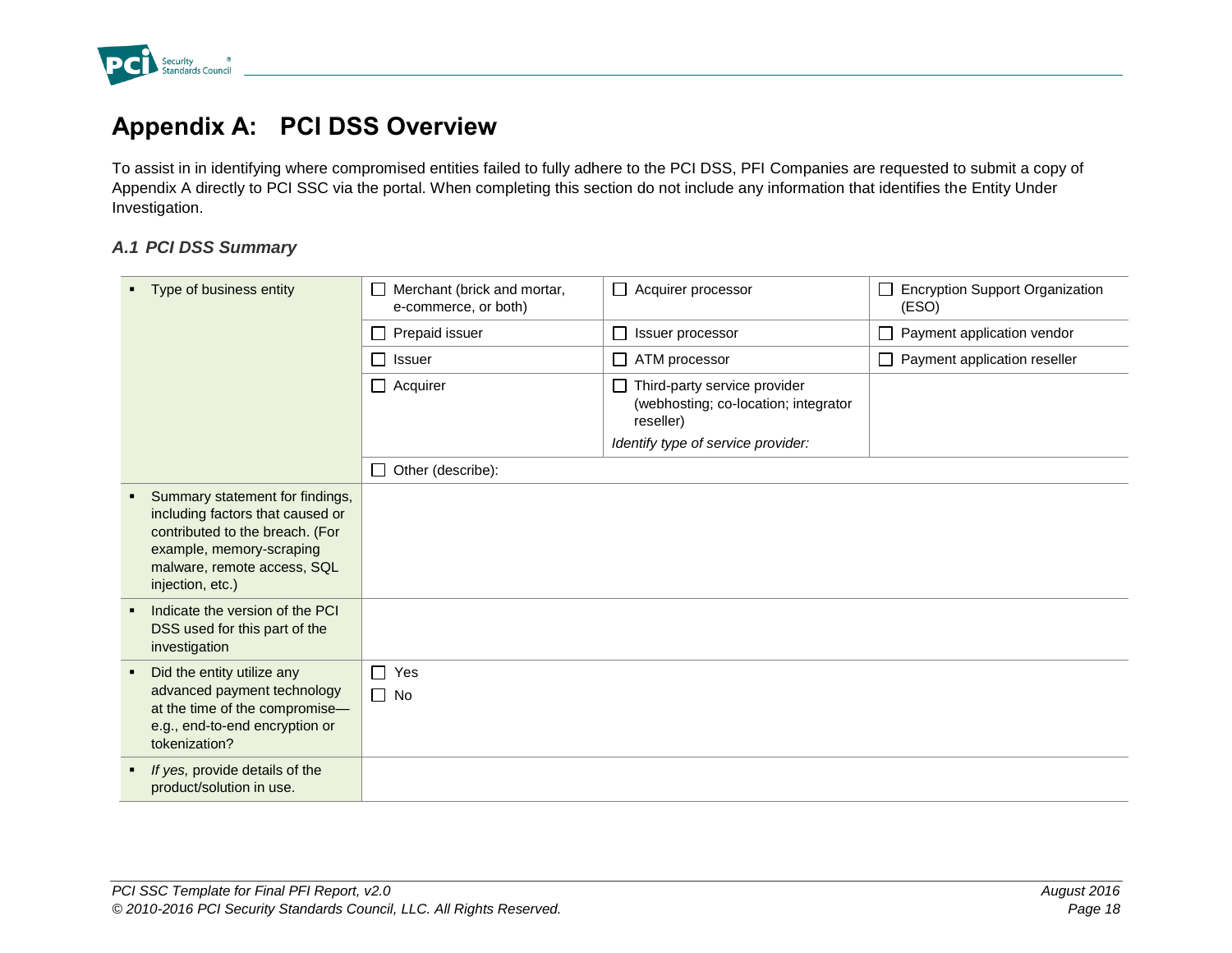# Appendix A: PCI DSS Overview

To assist in in identifying where compromised entities failed to fully adhere to the PCI DSS, PFI Companies are requested to submit a copy of Appendix A directly to PCI SSC via the portal. When completing this section do not include any information that identifies the Entity Under Investigation.

### A.1 PCI DSS Summary

| | | | |
|---|---|---|---|
| ▪ Type of business entity | ☐ Merchant (brick and mortar, e-commerce, or both) | ☐ Acquirer processor | ☐ Encryption Support Organization (ESO) |
| | ☐ Prepaid issuer | ☐ Issuer processor | ☐ Payment application vendor |
| | ☐ Issuer | ☐ ATM processor | ☐ Payment application reseller |
| | ☐ Acquirer | ☐ Third-party service provider (webhosting; co-location; integrator reseller)<br>*Identify type of service provider:* | |
| | ☐ Other (describe): | | |
| ▪ Summary statement for findings, including factors that caused or contributed to the breach. (For example, memory-scraping malware, remote access, SQL injection, etc.) | | | |
| ▪ Indicate the version of the PCI DSS used for this part of the investigation | | | |
| ▪ Did the entity utilize any advanced payment technology at the time of the compromise—e.g., end-to-end encryption or tokenization? | ☐ Yes<br>☐ No | | |
| ▪ *If yes,* provide details of the product/solution in use. | | | |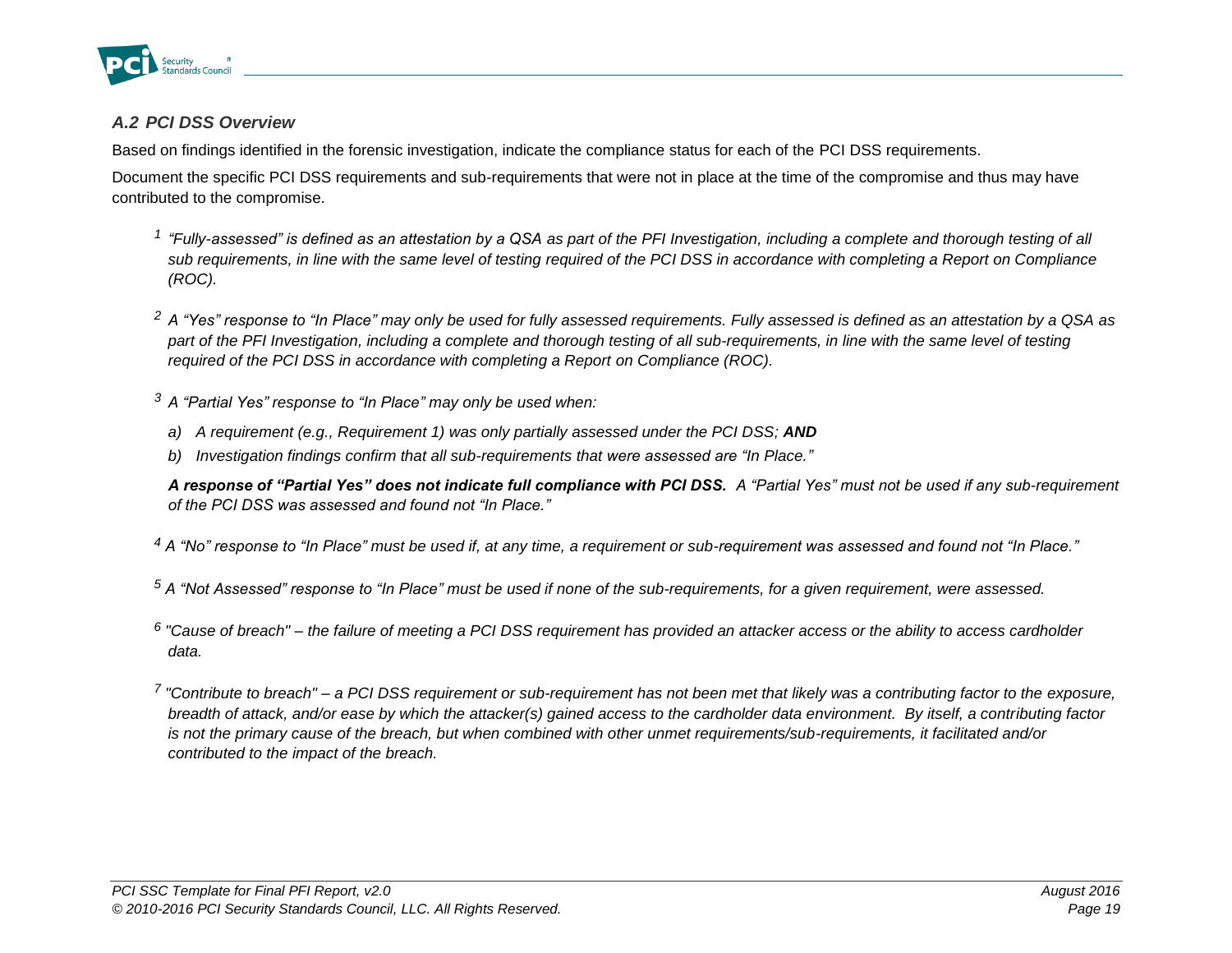### *A.2 PCI DSS Overview*

Based on findings identified in the forensic investigation, indicate the compliance status for each of the PCI DSS requirements.

Document the specific PCI DSS requirements and sub-requirements that were not in place at the time of the compromise and thus may have contributed to the compromise.

*[1] "Fully-assessed" is defined as an attestation by a QSA as part of the PFI Investigation, including a complete and thorough testing of all sub requirements, in line with the same level of testing required of the PCI DSS in accordance with completing a Report on Compliance (ROC).*

*[2] A "Yes" response to "In Place" may only be used for fully assessed requirements. Fully assessed is defined as an attestation by a QSA as part of the PFI Investigation, including a complete and thorough testing of all sub-requirements, in line with the same level of testing required of the PCI DSS in accordance with completing a Report on Compliance (ROC).*

*[3] A "Partial Yes" response to "In Place" may only be used when:*

*a) A requirement (e.g., Requirement 1) was only partially assessed under the PCI DSS;* ***AND***

*b) Investigation findings confirm that all sub-requirements that were assessed are "In Place."*

***A response of "Partial Yes" does not indicate full compliance with PCI DSS.*** *A "Partial Yes" must not be used if any sub-requirement of the PCI DSS was assessed and found not "In Place."*

*[4] A "No" response to "In Place" must be used if, at any time, a requirement or sub-requirement was assessed and found not "In Place."*

*[5] A "Not Assessed" response to "In Place" must be used if none of the sub-requirements, for a given requirement, were assessed.*

*[6] "Cause of breach" – the failure of meeting a PCI DSS requirement has provided an attacker access or the ability to access cardholder data.*

*[7] "Contribute to breach" – a PCI DSS requirement or sub-requirement has not been met that likely was a contributing factor to the exposure, breadth of attack, and/or ease by which the attacker(s) gained access to the cardholder data environment. By itself, a contributing factor is not the primary cause of the breach, but when combined with other unmet requirements/sub-requirements, it facilitated and/or contributed to the impact of the breach.*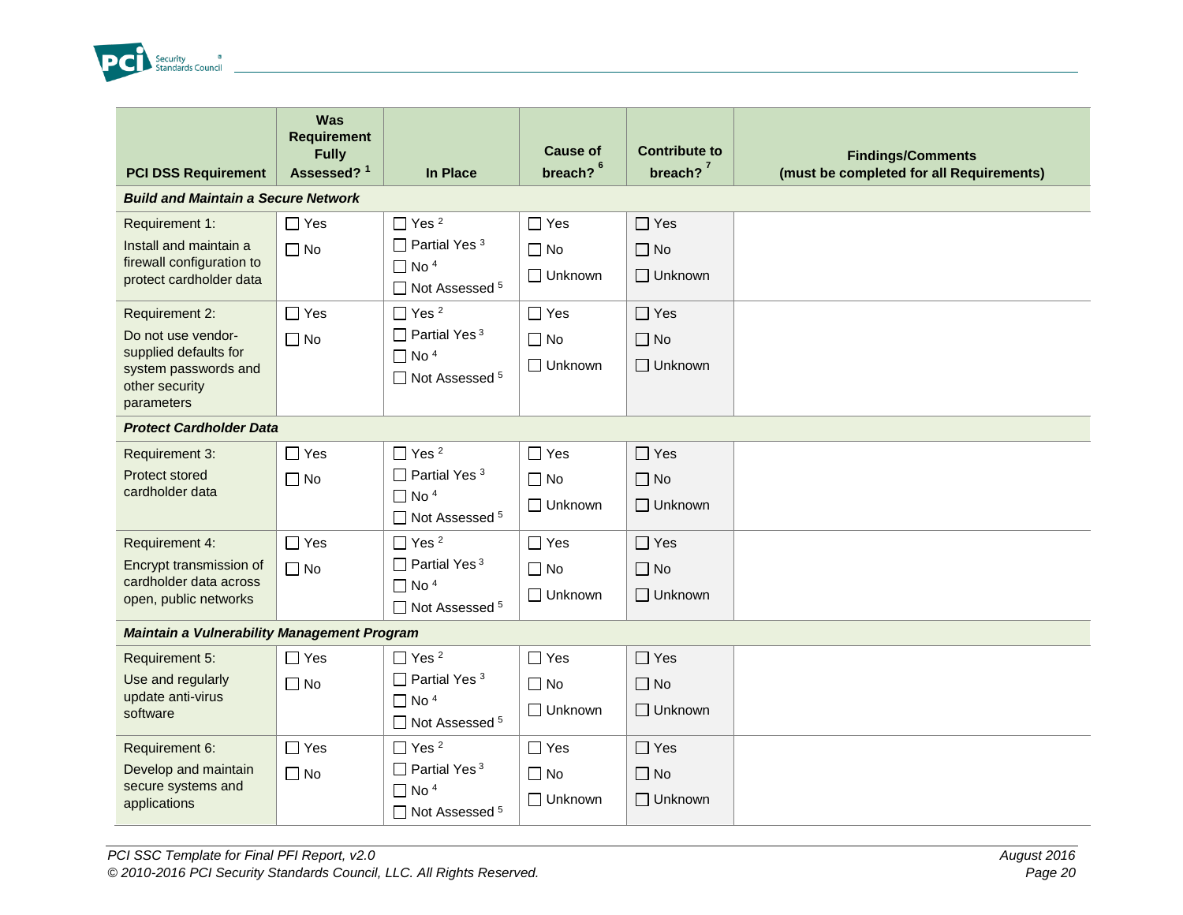| PCI DSS Requirement | Was Requirement Fully Assessed? [1] | In Place | Cause of breach? [6] | Contribute to breach? [7] | Findings/Comments (must be completed for all Requirements) |
|---|---|---|---|---|---|
| ***Build and Maintain a Secure Network*** | | | | | |
| Requirement 1: Install and maintain a firewall configuration to protect cardholder data | ☐ Yes ☐ No | ☐ Yes [2] ☐ Partial Yes [3] ☐ No [4] ☐ Not Assessed [5] | ☐ Yes ☐ No ☐ Unknown | ☐ Yes ☐ No ☐ Unknown | |
| Requirement 2: Do not use vendor-supplied defaults for system passwords and other security parameters | ☐ Yes ☐ No | ☐ Yes [2] ☐ Partial Yes [3] ☐ No [4] ☐ Not Assessed [5] | ☐ Yes ☐ No ☐ Unknown | ☐ Yes ☐ No ☐ Unknown | |
| ***Protect Cardholder Data*** | | | | | |
| Requirement 3: Protect stored cardholder data | ☐ Yes ☐ No | ☐ Yes [2] ☐ Partial Yes [3] ☐ No [4] ☐ Not Assessed [5] | ☐ Yes ☐ No ☐ Unknown | ☐ Yes ☐ No ☐ Unknown | |
| Requirement 4: Encrypt transmission of cardholder data across open, public networks | ☐ Yes ☐ No | ☐ Yes [2] ☐ Partial Yes [3] ☐ No [4] ☐ Not Assessed [5] | ☐ Yes ☐ No ☐ Unknown | ☐ Yes ☐ No ☐ Unknown | |
| ***Maintain a Vulnerability Management Program*** | | | | | |
| Requirement 5: Use and regularly update anti-virus software | ☐ Yes ☐ No | ☐ Yes [2] ☐ Partial Yes [3] ☐ No [4] ☐ Not Assessed [5] | ☐ Yes ☐ No ☐ Unknown | ☐ Yes ☐ No ☐ Unknown | |
| Requirement 6: Develop and maintain secure systems and applications | ☐ Yes ☐ No | ☐ Yes [2] ☐ Partial Yes [3] ☐ No [4] ☐ Not Assessed [5] | ☐ Yes ☐ No ☐ Unknown | ☐ Yes ☐ No ☐ Unknown | |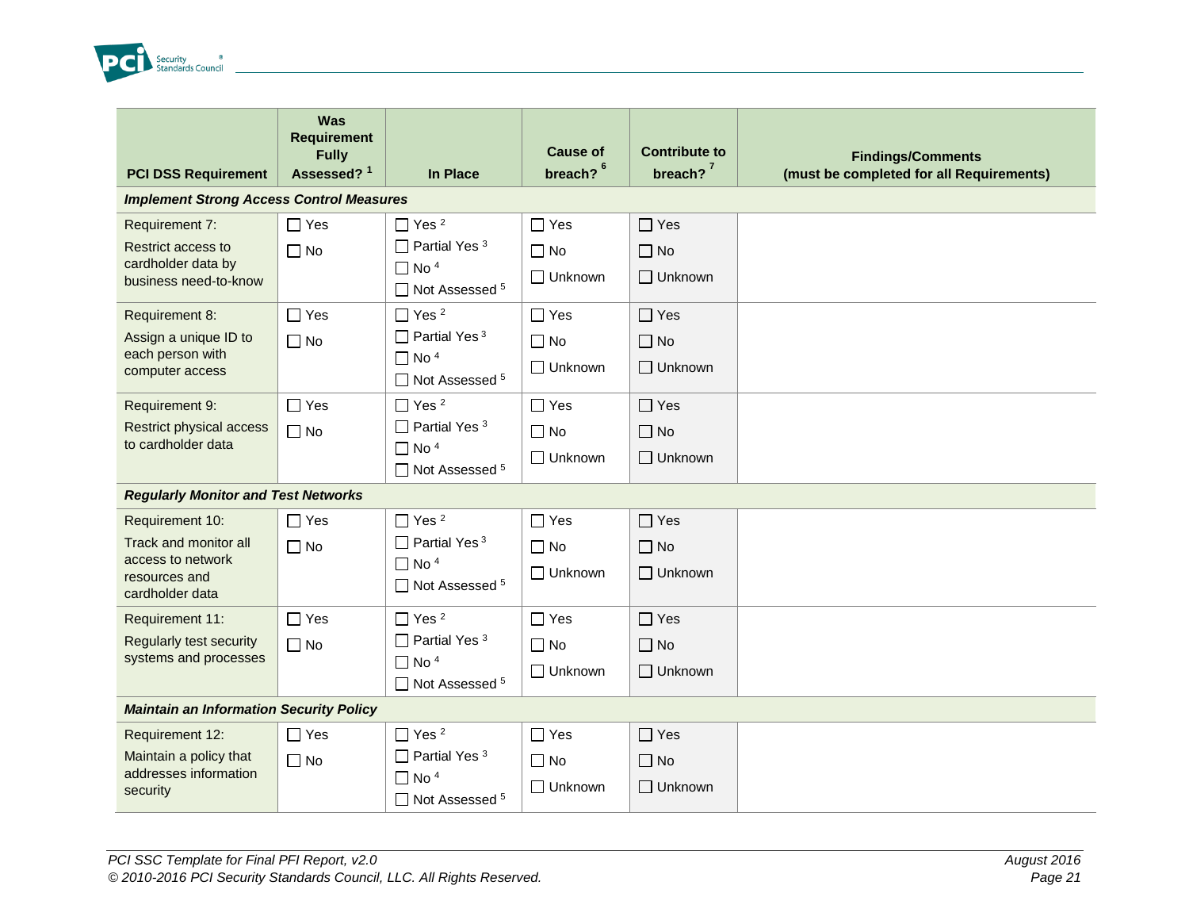| PCI DSS Requirement | Was Requirement Fully Assessed? [1] | In Place | Cause of breach? [6] | Contribute to breach? [7] | Findings/Comments (must be completed for all Requirements) |
|---|---|---|---|---|---|
| ***Implement Strong Access Control Measures*** | | | | | |
| Requirement 7: Restrict access to cardholder data by business need-to-know | ☐ Yes ☐ No | ☐ Yes [2] ☐ Partial Yes [3] ☐ No [4] ☐ Not Assessed [5] | ☐ Yes ☐ No ☐ Unknown | ☐ Yes ☐ No ☐ Unknown | |
| Requirement 8: Assign a unique ID to each person with computer access | ☐ Yes ☐ No | ☐ Yes [2] ☐ Partial Yes [3] ☐ No [4] ☐ Not Assessed [5] | ☐ Yes ☐ No ☐ Unknown | ☐ Yes ☐ No ☐ Unknown | |
| Requirement 9: Restrict physical access to cardholder data | ☐ Yes ☐ No | ☐ Yes [2] ☐ Partial Yes [3] ☐ No [4] ☐ Not Assessed [5] | ☐ Yes ☐ No ☐ Unknown | ☐ Yes ☐ No ☐ Unknown | |
| ***Regularly Monitor and Test Networks*** | | | | | |
| Requirement 10: Track and monitor all access to network resources and cardholder data | ☐ Yes ☐ No | ☐ Yes [2] ☐ Partial Yes [3] ☐ No [4] ☐ Not Assessed [5] | ☐ Yes ☐ No ☐ Unknown | ☐ Yes ☐ No ☐ Unknown | |
| Requirement 11: Regularly test security systems and processes | ☐ Yes ☐ No | ☐ Yes [2] ☐ Partial Yes [3] ☐ No [4] ☐ Not Assessed [5] | ☐ Yes ☐ No ☐ Unknown | ☐ Yes ☐ No ☐ Unknown | |
| ***Maintain an Information Security Policy*** | | | | | |
| Requirement 12: Maintain a policy that addresses information security | ☐ Yes ☐ No | ☐ Yes [2] ☐ Partial Yes [3] ☐ No [4] ☐ Not Assessed [5] | ☐ Yes ☐ No ☐ Unknown | ☐ Yes ☐ No ☐ Unknown | |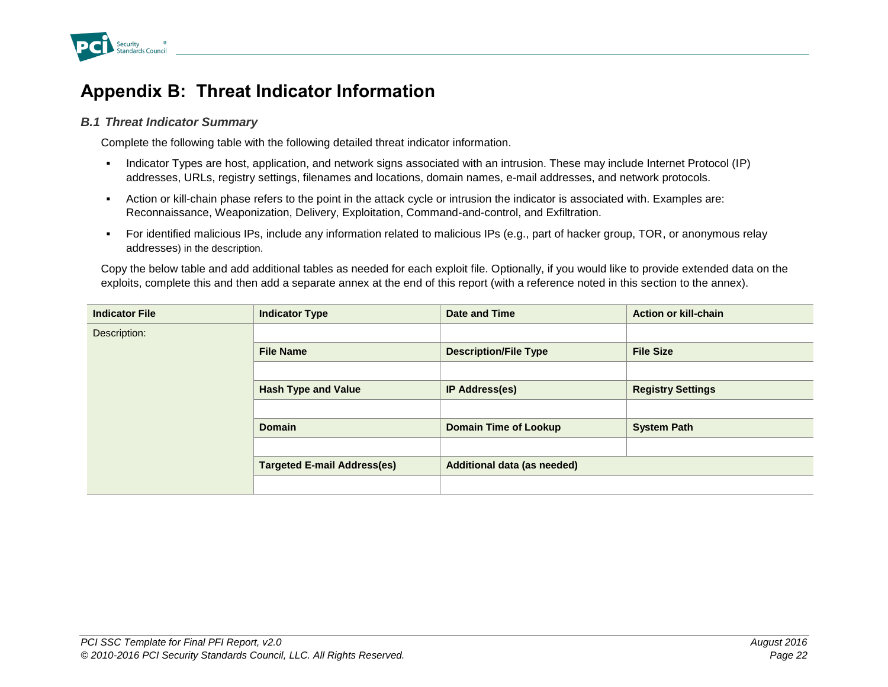# Appendix B: Threat Indicator Information

### *B.1 Threat Indicator Summary*

Complete the following table with the following detailed threat indicator information.

- Indicator Types are host, application, and network signs associated with an intrusion. These may include Internet Protocol (IP) addresses, URLs, registry settings, filenames and locations, domain names, e-mail addresses, and network protocols.
- Action or kill-chain phase refers to the point in the attack cycle or intrusion the indicator is associated with. Examples are: Reconnaissance, Weaponization, Delivery, Exploitation, Command-and-control, and Exfiltration.
- For identified malicious IPs, include any information related to malicious IPs (e.g., part of hacker group, TOR, or anonymous relay addresses) in the description.

Copy the below table and add additional tables as needed for each exploit file. Optionally, if you would like to provide extended data on the exploits, complete this and then add a separate annex at the end of this report (with a reference noted in this section to the annex).

| **Indicator File** | **Indicator Type** | **Date and Time** | **Action or kill-chain** |
|---|---|---|---|
| Description: | | | |
| | **File Name** | **Description/File Type** | **File Size** |
| | | | |
| | **Hash Type and Value** | **IP Address(es)** | **Registry Settings** |
| | | | |
| | **Domain** | **Domain Time of Lookup** | **System Path** |
| | | | |
| | **Targeted E-mail Address(es)** | **Additional data (as needed)** | |
| | | | |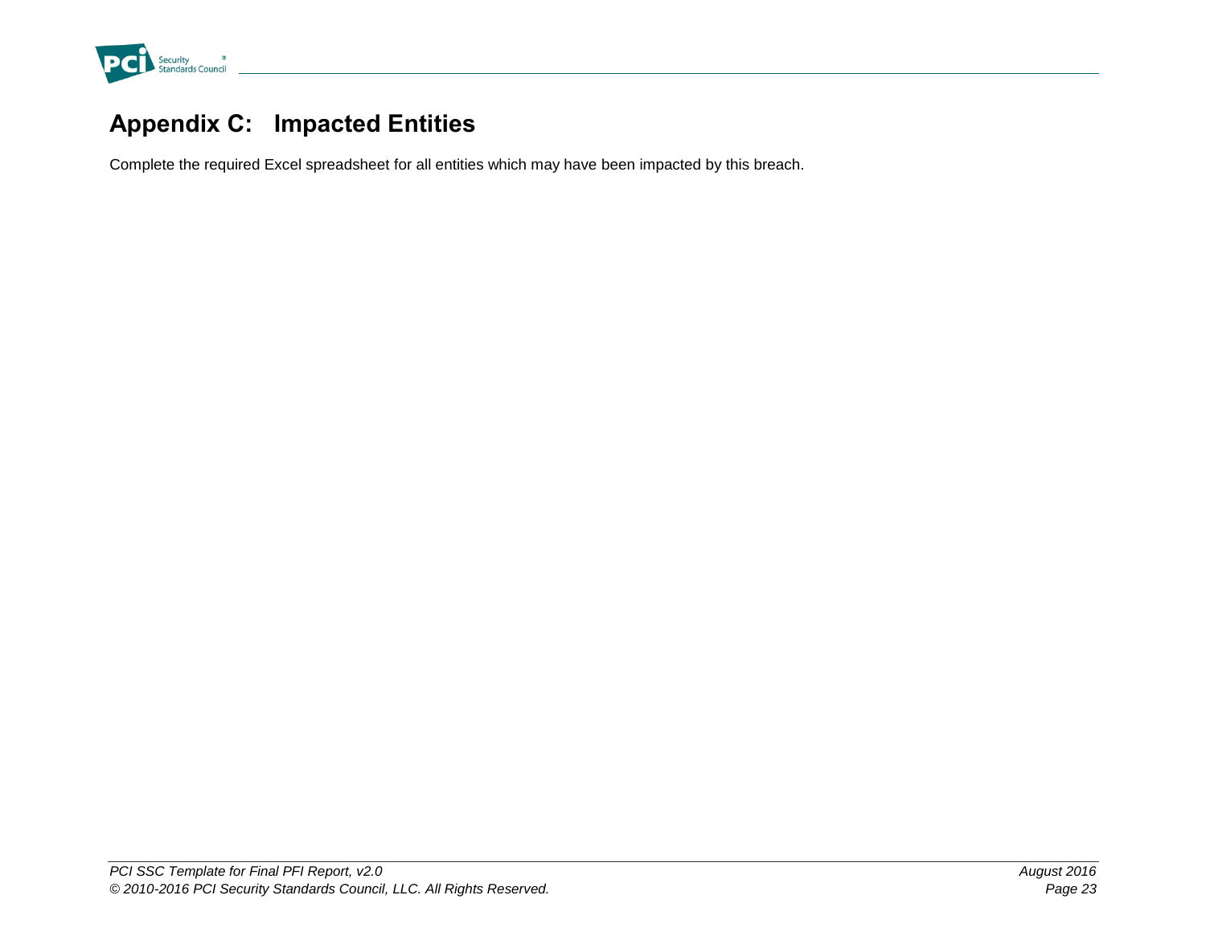## Appendix C: Impacted Entities

Complete the required Excel spreadsheet for all entities which may have been impacted by this breach.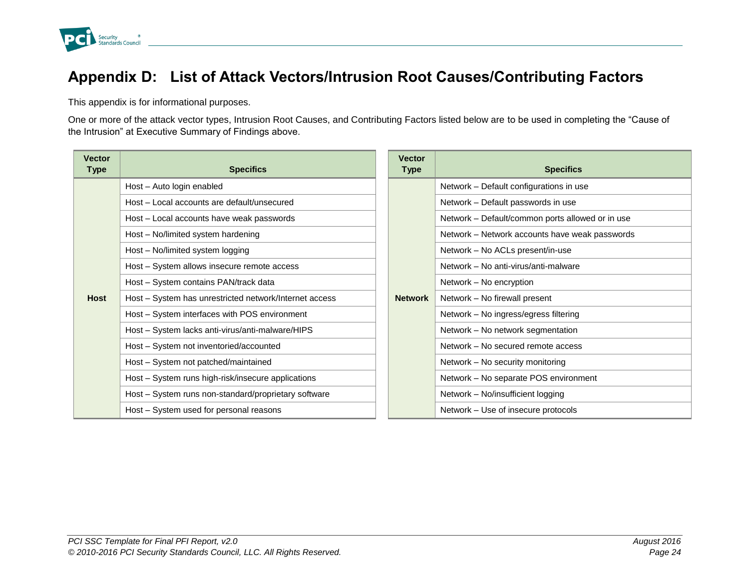# Appendix D: List of Attack Vectors/Intrusion Root Causes/Contributing Factors

This appendix is for informational purposes.

One or more of the attack vector types, Intrusion Root Causes, and Contributing Factors listed below are to be used in completing the "Cause of the Intrusion" at Executive Summary of Findings above.

| Vector Type | Specifics |
|---|---|
| Host | Host – Auto login enabled |
| | Host – Local accounts are default/unsecured |
| | Host – Local accounts have weak passwords |
| | Host – No/limited system hardening |
| | Host – No/limited system logging |
| | Host – System allows insecure remote access |
| | Host – System contains PAN/track data |
| | Host – System has unrestricted network/Internet access |
| | Host – System interfaces with POS environment |
| | Host – System lacks anti-virus/anti-malware/HIPS |
| | Host – System not inventoried/accounted |
| | Host – System not patched/maintained |
| | Host – System runs high-risk/insecure applications |
| | Host – System runs non-standard/proprietary software |
| | Host – System used for personal reasons |

| Vector Type | Specifics |
|---|---|
| Network | Network – Default configurations in use |
| | Network – Default passwords in use |
| | Network – Default/common ports allowed or in use |
| | Network – Network accounts have weak passwords |
| | Network – No ACLs present/in-use |
| | Network – No anti-virus/anti-malware |
| | Network – No encryption |
| | Network – No firewall present |
| | Network – No ingress/egress filtering |
| | Network – No network segmentation |
| | Network – No secured remote access |
| | Network – No security monitoring |
| | Network – No separate POS environment |
| | Network – No/insufficient logging |
| | Network – Use of insecure protocols |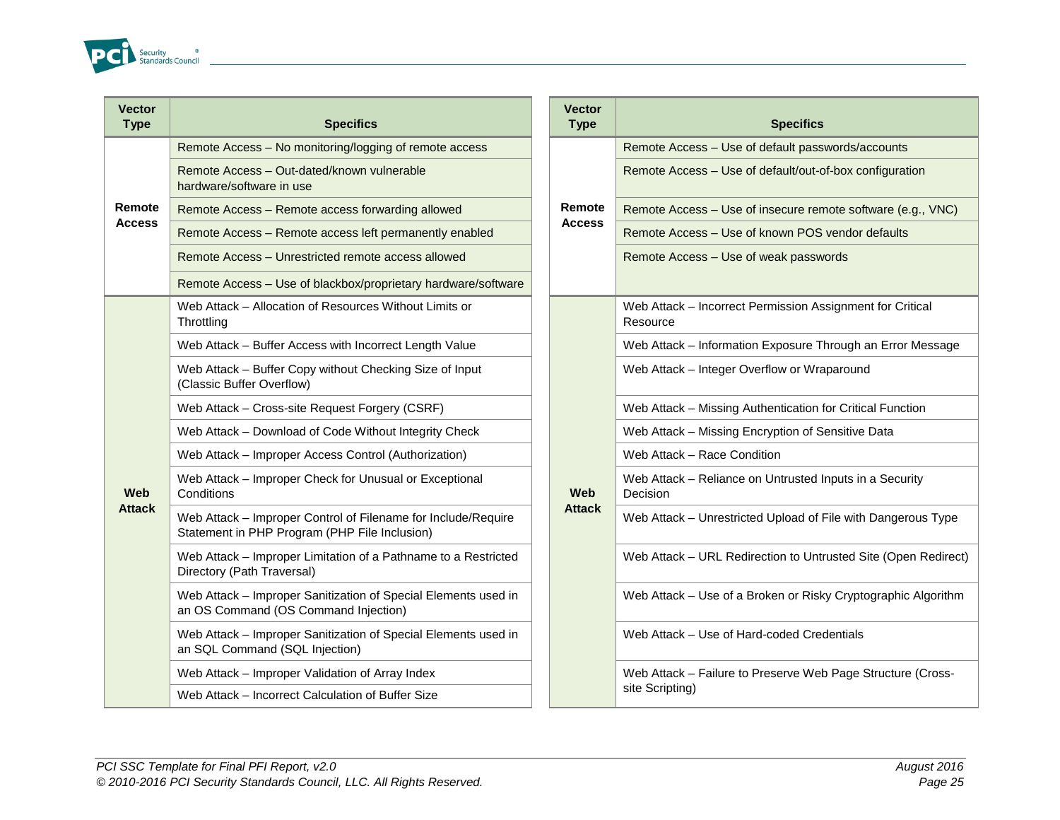| Vector Type | Specifics |
|---|---|
| Remote Access | Remote Access – No monitoring/logging of remote access |
| | Remote Access – Out-dated/known vulnerable hardware/software in use |
| | Remote Access – Remote access forwarding allowed |
| | Remote Access – Remote access left permanently enabled |
| | Remote Access – Unrestricted remote access allowed |
| | Remote Access – Use of blackbox/proprietary hardware/software |
| Web Attack | Web Attack – Allocation of Resources Without Limits or Throttling |
| | Web Attack – Buffer Access with Incorrect Length Value |
| | Web Attack – Buffer Copy without Checking Size of Input (Classic Buffer Overflow) |
| | Web Attack – Cross-site Request Forgery (CSRF) |
| | Web Attack – Download of Code Without Integrity Check |
| | Web Attack – Improper Access Control (Authorization) |
| | Web Attack – Improper Check for Unusual or Exceptional Conditions |
| | Web Attack – Improper Control of Filename for Include/Require Statement in PHP Program (PHP File Inclusion) |
| | Web Attack – Improper Limitation of a Pathname to a Restricted Directory (Path Traversal) |
| | Web Attack – Improper Sanitization of Special Elements used in an OS Command (OS Command Injection) |
| | Web Attack – Improper Sanitization of Special Elements used in an SQL Command (SQL Injection) |
| | Web Attack – Improper Validation of Array Index |
| | Web Attack – Incorrect Calculation of Buffer Size |

| Vector Type | Specifics |
|---|---|
| Remote Access | Remote Access – Use of default passwords/accounts |
| | Remote Access – Use of default/out-of-box configuration |
| | Remote Access – Use of insecure remote software (e.g., VNC) |
| | Remote Access – Use of known POS vendor defaults |
| | Remote Access – Use of weak passwords |
| Web Attack | Web Attack – Incorrect Permission Assignment for Critical Resource |
| | Web Attack – Information Exposure Through an Error Message |
| | Web Attack – Integer Overflow or Wraparound |
| | Web Attack – Missing Authentication for Critical Function |
| | Web Attack – Missing Encryption of Sensitive Data |
| | Web Attack – Race Condition |
| | Web Attack – Reliance on Untrusted Inputs in a Security Decision |
| | Web Attack – Unrestricted Upload of File with Dangerous Type |
| | Web Attack – URL Redirection to Untrusted Site (Open Redirect) |
| | Web Attack – Use of a Broken or Risky Cryptographic Algorithm |
| | Web Attack – Use of Hard-coded Credentials |
| | Web Attack – Failure to Preserve Web Page Structure (Cross-site Scripting) |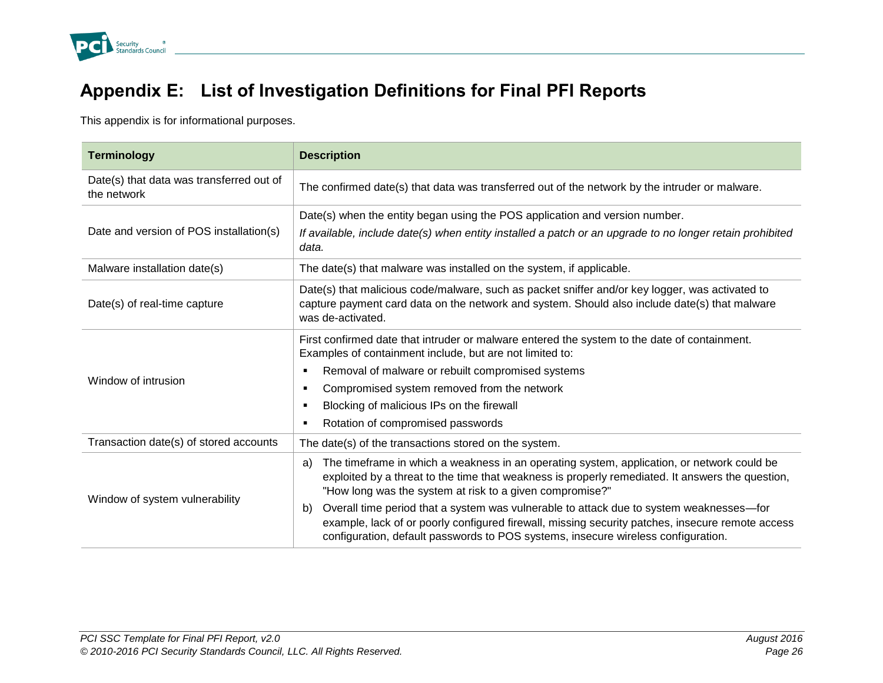# Appendix E: List of Investigation Definitions for Final PFI Reports

This appendix is for informational purposes.

| Terminology | Description |
|---|---|
| Date(s) that data was transferred out of the network | The confirmed date(s) that data was transferred out of the network by the intruder or malware. |
| Date and version of POS installation(s) | Date(s) when the entity began using the POS application and version number.<br>*If available, include date(s) when entity installed a patch or an upgrade to no longer retain prohibited data.* |
| Malware installation date(s) | The date(s) that malware was installed on the system, if applicable. |
| Date(s) of real-time capture | Date(s) that malicious code/malware, such as packet sniffer and/or key logger, was activated to capture payment card data on the network and system. Should also include date(s) that malware was de-activated. |
| Window of intrusion | First confirmed date that intruder or malware entered the system to the date of containment. Examples of containment include, but are not limited to:<br>▪ Removal of malware or rebuilt compromised systems<br>▪ Compromised system removed from the network<br>▪ Blocking of malicious IPs on the firewall<br>▪ Rotation of compromised passwords |
| Transaction date(s) of stored accounts | The date(s) of the transactions stored on the system. |
| Window of system vulnerability | a) The timeframe in which a weakness in an operating system, application, or network could be exploited by a threat to the time that weakness is properly remediated. It answers the question, "How long was the system at risk to a given compromise?"<br>b) Overall time period that a system was vulnerable to attack due to system weaknesses—for example, lack of or poorly configured firewall, missing security patches, insecure remote access configuration, default passwords to POS systems, insecure wireless configuration. |